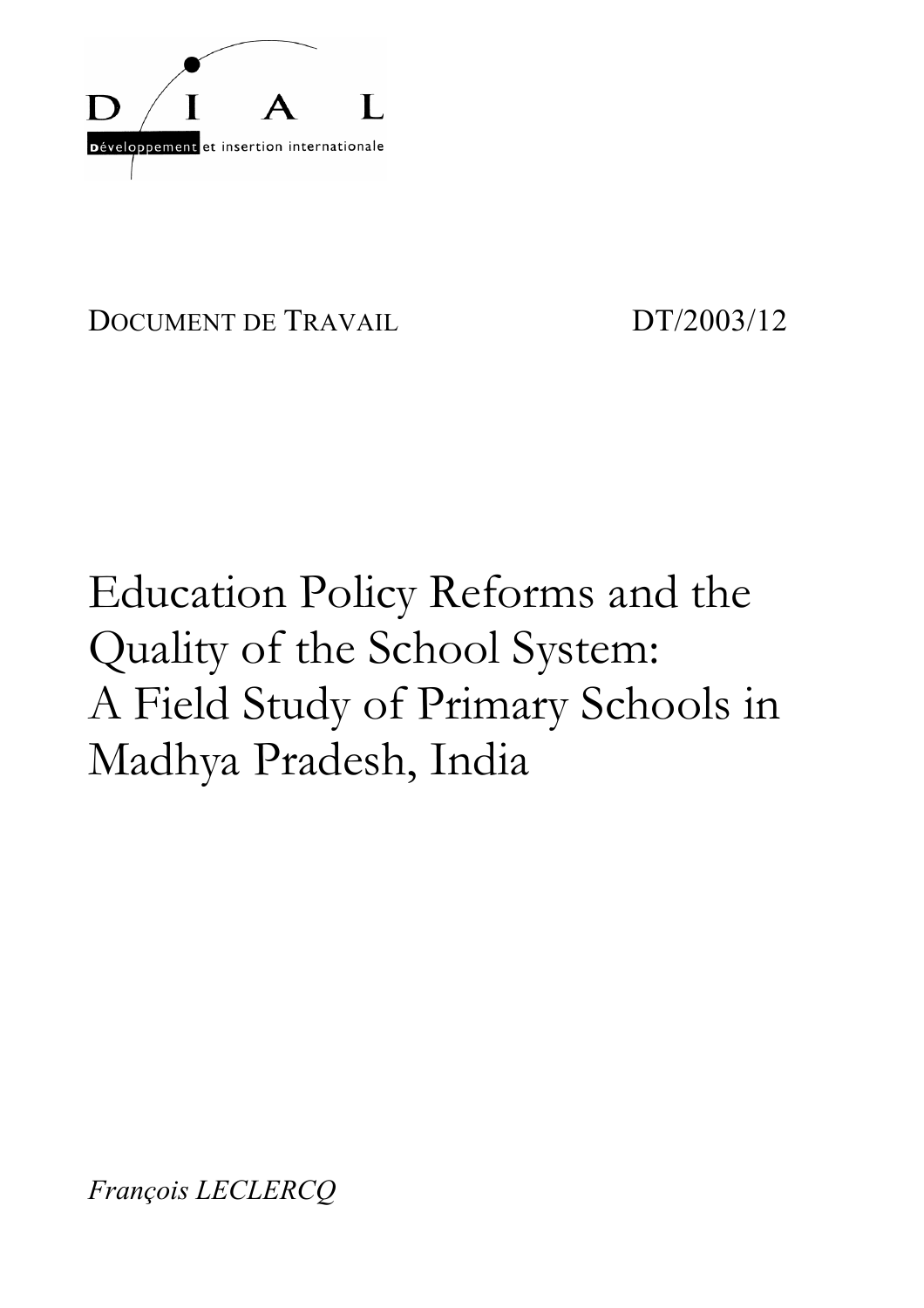DIAL

Développement et insertion internationale

DOCUMENT DE TRAVAIL DT/2003/12

# Education Policy Reforms and the Quality of the School System: A Field Study of Primary Schools in Madhya Pradesh, India

*François LECLERCQ*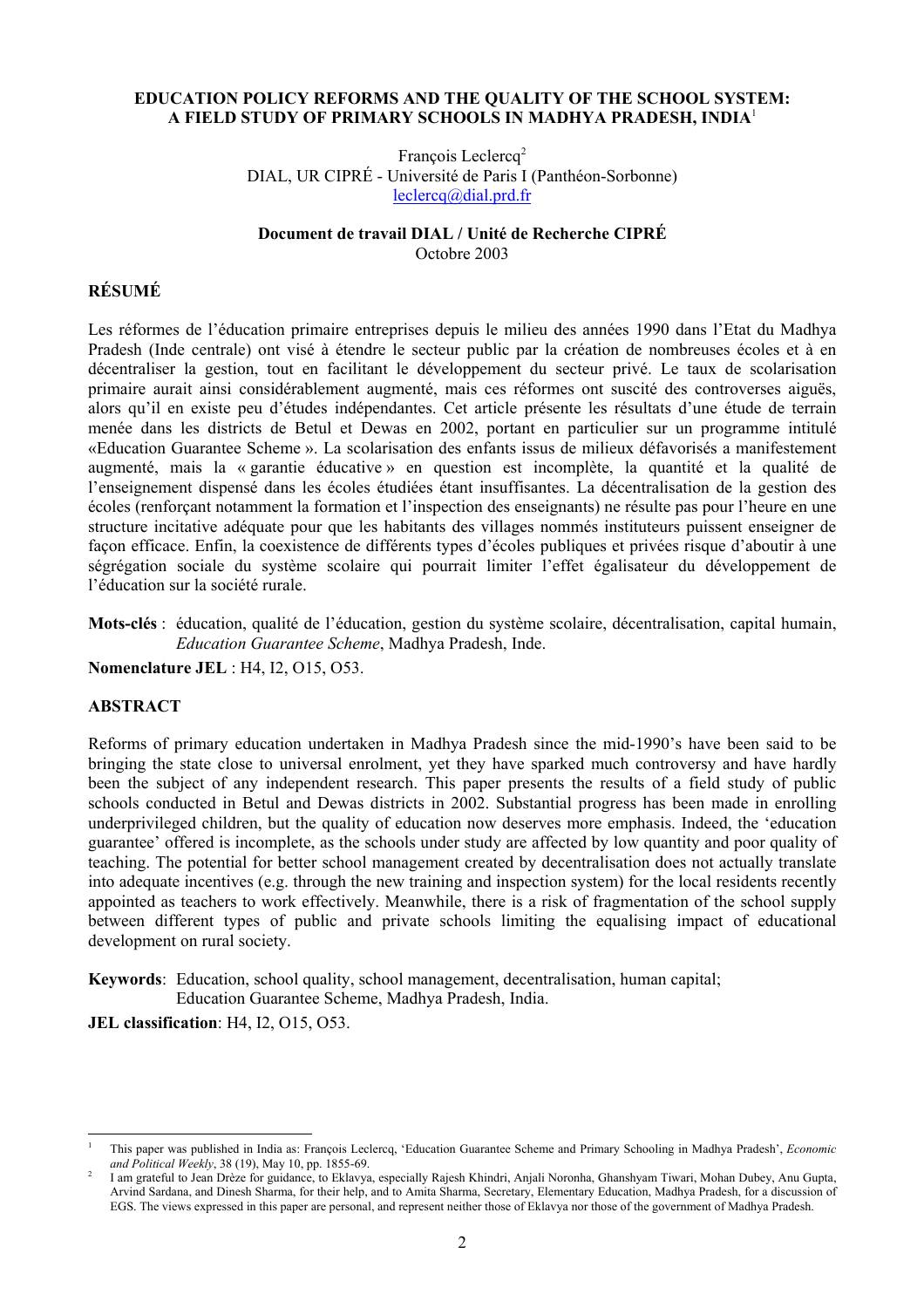# EDUCATION POLICY REFORMS AND THE QUALITY OF THE SCHOOL SYSTEM: A FIELD STUDY OF PRIMARY SCHOOLS IN MADHYA PRADESH, INDIA[1]

François Leclercq[2]
DIAL, UR CIPRÉ - Université de Paris I (Panthéon-Sorbonne)
leclercq@dial.prd.fr

**Document de travail DIAL / Unité de Recherche CIPRÉ**
Octobre 2003

## RÉSUMÉ

Les réformes de l'éducation primaire entreprises depuis le milieu des années 1990 dans l'Etat du Madhya Pradesh (Inde centrale) ont visé à étendre le secteur public par la création de nombreuses écoles et à en décentraliser la gestion, tout en facilitant le développement du secteur privé. Le taux de scolarisation primaire aurait ainsi considérablement augmenté, mais ces réformes ont suscité des controverses aiguës, alors qu'il en existe peu d'études indépendantes. Cet article présente les résultats d'une étude de terrain menée dans les districts de Betul et Dewas en 2002, portant en particulier sur un programme intitulé «Education Guarantee Scheme ». La scolarisation des enfants issus de milieux défavorisés a manifestement augmenté, mais la « garantie éducative » en question est incomplète, la quantité et la qualité de l'enseignement dispensé dans les écoles étudiées étant insuffisantes. La décentralisation de la gestion des écoles (renforçant notamment la formation et l'inspection des enseignants) ne résulte pas pour l'heure en une structure incitative adéquate pour que les habitants des villages nommés instituteurs puissent enseigner de façon efficace. Enfin, la coexistence de différents types d'écoles publiques et privées risque d'aboutir à une ségrégation sociale du système scolaire qui pourrait limiter l'effet égalisateur du développement de l'éducation sur la société rurale.

**Mots-clés** : éducation, qualité de l'éducation, gestion du système scolaire, décentralisation, capital humain, *Education Guarantee Scheme*, Madhya Pradesh, Inde.

**Nomenclature JEL** : H4, I2, O15, O53.

## ABSTRACT

Reforms of primary education undertaken in Madhya Pradesh since the mid-1990's have been said to be bringing the state close to universal enrolment, yet they have sparked much controversy and have hardly been the subject of any independent research. This paper presents the results of a field study of public schools conducted in Betul and Dewas districts in 2002. Substantial progress has been made in enrolling underprivileged children, but the quality of education now deserves more emphasis. Indeed, the 'education guarantee' offered is incomplete, as the schools under study are affected by low quantity and poor quality of teaching. The potential for better school management created by decentralisation does not actually translate into adequate incentives (e.g. through the new training and inspection system) for the local residents recently appointed as teachers to work effectively. Meanwhile, there is a risk of fragmentation of the school supply between different types of public and private schools limiting the equalising impact of educational development on rural society.

**Keywords**: Education, school quality, school management, decentralisation, human capital; Education Guarantee Scheme, Madhya Pradesh, India.

**JEL classification**: H4, I2, O15, O53.

---

[1] This paper was published in India as: François Leclercq, 'Education Guarantee Scheme and Primary Schooling in Madhya Pradesh', *Economic and Political Weekly*, 38 (19), May 10, pp. 1855-69.

[2] I am grateful to Jean Drèze for guidance, to Eklavya, especially Rajesh Khindri, Anjali Noronha, Ghanshyam Tiwari, Mohan Dubey, Anu Gupta, Arvind Sardana, and Dinesh Sharma, for their help, and to Amita Sharma, Secretary, Elementary Education, Madhya Pradesh, for a discussion of EGS. The views expressed in this paper are personal, and represent neither those of Eklavya nor those of the government of Madhya Pradesh.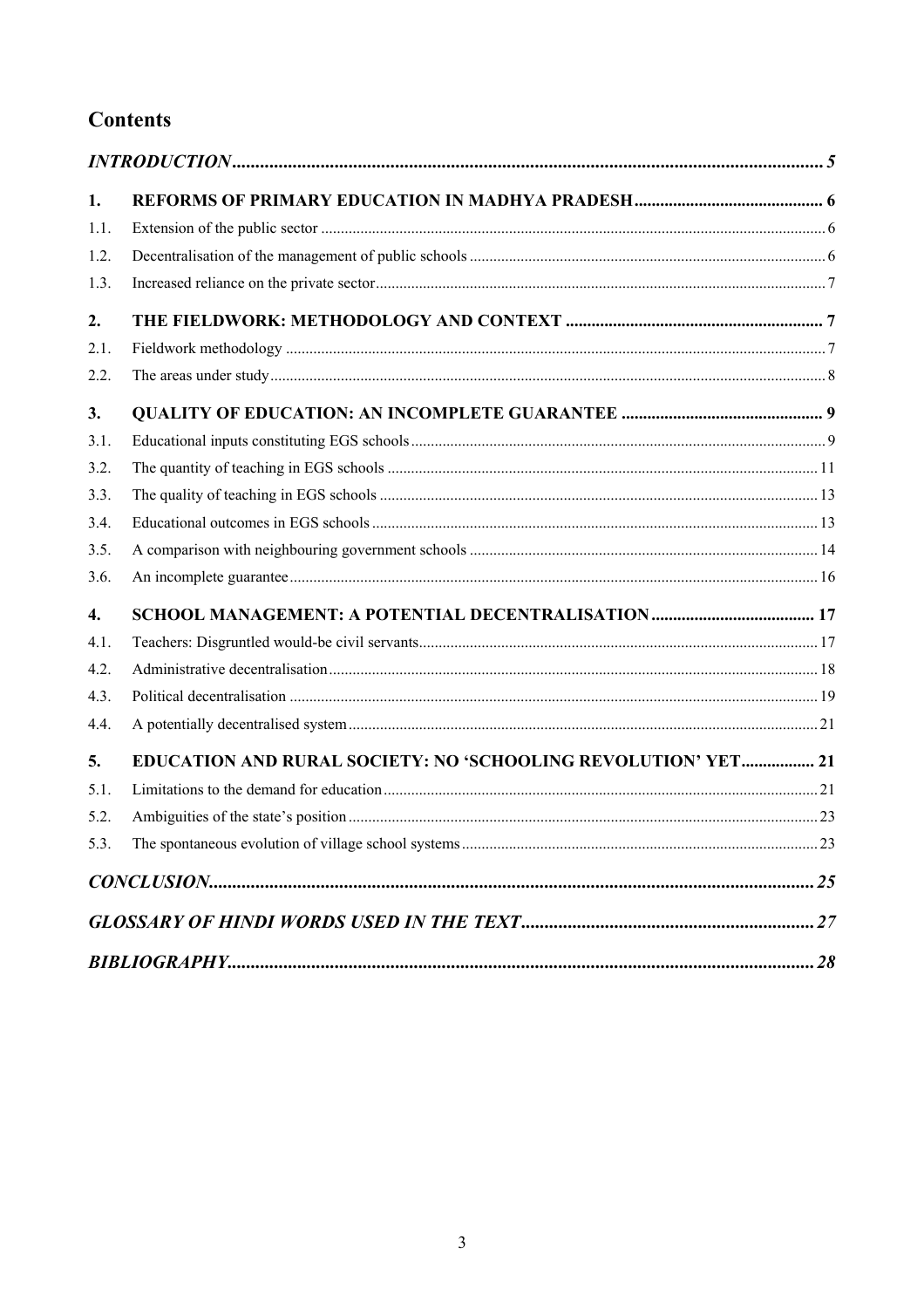## Contents

*INTRODUCTION* ..... 5

**1. REFORMS OF PRIMARY EDUCATION IN MADHYA PRADESH** ..... 6

1.1. Extension of the public sector ..... 6

1.2. Decentralisation of the management of public schools ..... 6

1.3. Increased reliance on the private sector ..... 7

**2. THE FIELDWORK: METHODOLOGY AND CONTEXT** ..... 7

2.1. Fieldwork methodology ..... 7

2.2. The areas under study ..... 8

**3. QUALITY OF EDUCATION: AN INCOMPLETE GUARANTEE** ..... 9

3.1. Educational inputs constituting EGS schools ..... 9

3.2. The quantity of teaching in EGS schools ..... 11

3.3. The quality of teaching in EGS schools ..... 13

3.4. Educational outcomes in EGS schools ..... 13

3.5. A comparison with neighbouring government schools ..... 14

3.6. An incomplete guarantee ..... 16

**4. SCHOOL MANAGEMENT: A POTENTIAL DECENTRALISATION** ..... 17

4.1. Teachers: Disgruntled would-be civil servants ..... 17

4.2. Administrative decentralisation ..... 18

4.3. Political decentralisation ..... 19

4.4. A potentially decentralised system ..... 21

**5. EDUCATION AND RURAL SOCIETY: NO 'SCHOOLING REVOLUTION' YET** ..... 21

5.1. Limitations to the demand for education ..... 21

5.2. Ambiguities of the state's position ..... 23

5.3. The spontaneous evolution of village school systems ..... 23

*CONCLUSION* ..... 25

*GLOSSARY OF HINDI WORDS USED IN THE TEXT* ..... 27

*BIBLIOGRAPHY* ..... 28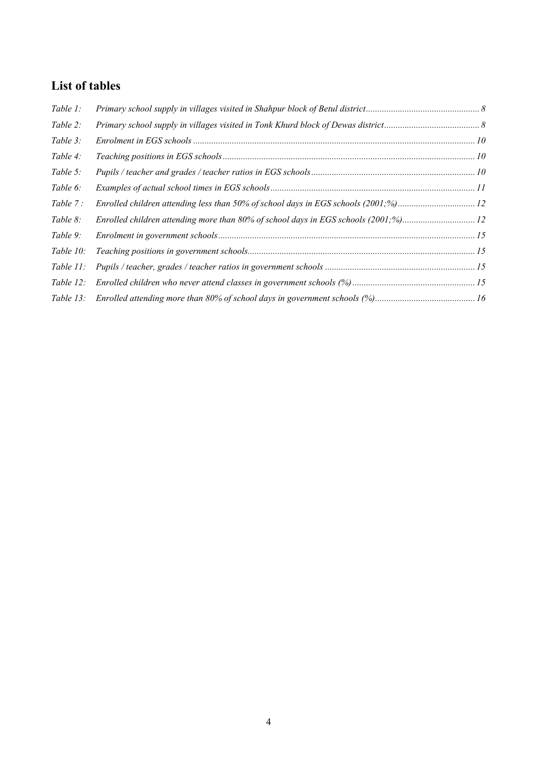## List of tables

*Table 1:* *Primary school supply in villages visited in Shahpur block of Betul district* ........ 8

*Table 2:* *Primary school supply in villages visited in Tonk Khurd block of Dewas district* ........ 8

*Table 3:* *Enrolment in EGS schools* ........ 10

*Table 4:* *Teaching positions in EGS schools* ........ 10

*Table 5:* *Pupils / teacher and grades / teacher ratios in EGS schools* ........ 10

*Table 6:* *Examples of actual school times in EGS schools* ........ 11

*Table 7 :* *Enrolled children attending less than 50% of school days in EGS schools (2001;%)* ........ 12

*Table 8:* *Enrolled children attending more than 80% of school days in EGS schools (2001;%)* ........ 12

*Table 9:* *Enrolment in government schools* ........ 15

*Table 10:* *Teaching positions in government schools* ........ 15

*Table 11:* *Pupils / teacher, grades / teacher ratios in government schools* ........ 15

*Table 12:* *Enrolled children who never attend classes in government schools (%)* ........ 15

*Table 13:* *Enrolled attending more than 80% of school days in government schools (%)* ........ 16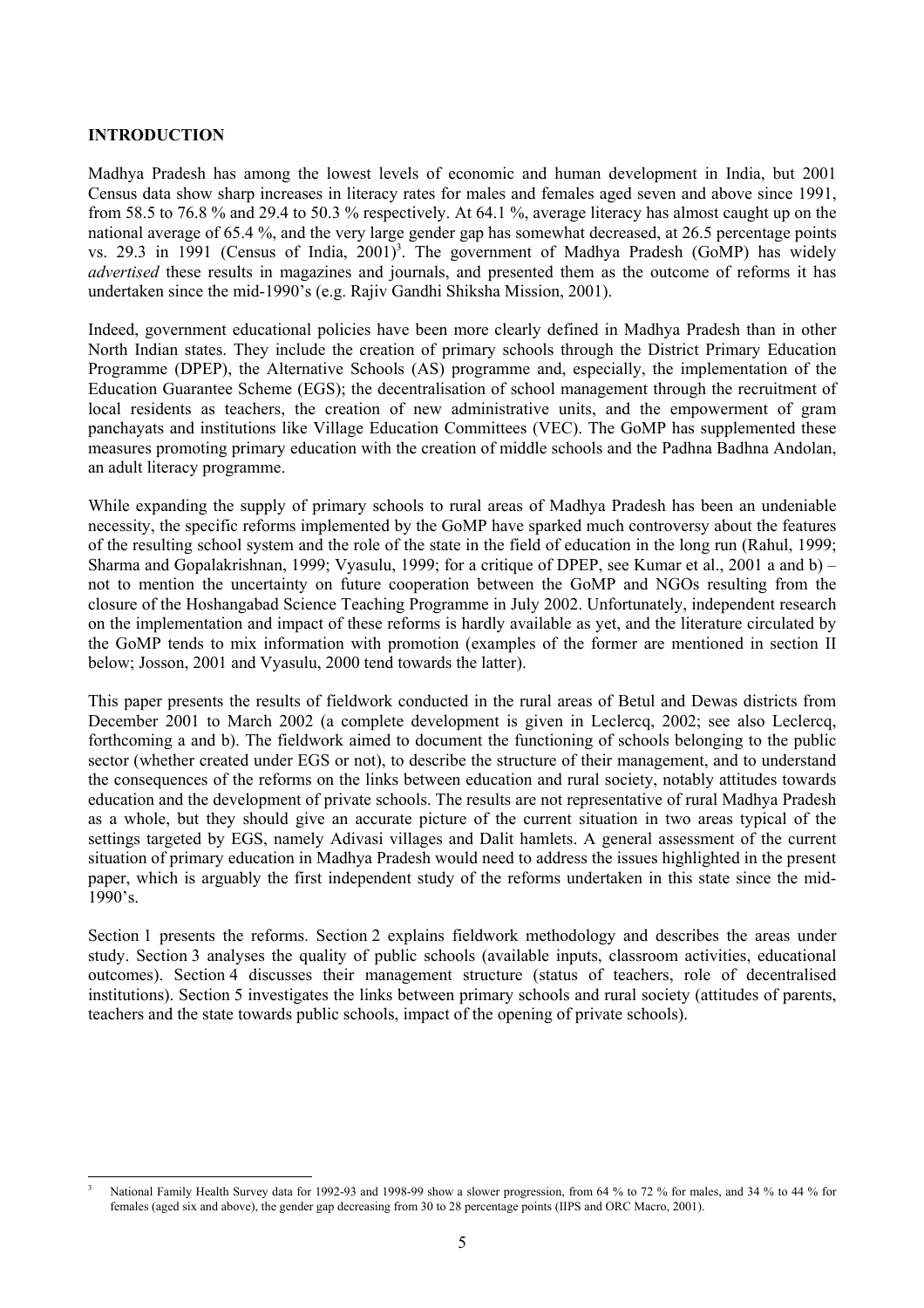**INTRODUCTION**

Madhya Pradesh has among the lowest levels of economic and human development in India, but 2001 Census data show sharp increases in literacy rates for males and females aged seven and above since 1991, from 58.5 to 76.8 % and 29.4 to 50.3 % respectively. At 64.1 %, average literacy has almost caught up on the national average of 65.4 %, and the very large gender gap has somewhat decreased, at 26.5 percentage points vs. 29.3 in 1991 (Census of India, 2001)[3]. The government of Madhya Pradesh (GoMP) has widely *advertised* these results in magazines and journals, and presented them as the outcome of reforms it has undertaken since the mid-1990's (e.g. Rajiv Gandhi Shiksha Mission, 2001).

Indeed, government educational policies have been more clearly defined in Madhya Pradesh than in other North Indian states. They include the creation of primary schools through the District Primary Education Programme (DPEP), the Alternative Schools (AS) programme and, especially, the implementation of the Education Guarantee Scheme (EGS); the decentralisation of school management through the recruitment of local residents as teachers, the creation of new administrative units, and the empowerment of gram panchayats and institutions like Village Education Committees (VEC). The GoMP has supplemented these measures promoting primary education with the creation of middle schools and the Padhna Badhna Andolan, an adult literacy programme.

While expanding the supply of primary schools to rural areas of Madhya Pradesh has been an undeniable necessity, the specific reforms implemented by the GoMP have sparked much controversy about the features of the resulting school system and the role of the state in the field of education in the long run (Rahul, 1999; Sharma and Gopalakrishnan, 1999; Vyasulu, 1999; for a critique of DPEP, see Kumar et al., 2001 a and b) – not to mention the uncertainty on future cooperation between the GoMP and NGOs resulting from the closure of the Hoshangabad Science Teaching Programme in July 2002. Unfortunately, independent research on the implementation and impact of these reforms is hardly available as yet, and the literature circulated by the GoMP tends to mix information with promotion (examples of the former are mentioned in section II below; Josson, 2001 and Vyasulu, 2000 tend towards the latter).

This paper presents the results of fieldwork conducted in the rural areas of Betul and Dewas districts from December 2001 to March 2002 (a complete development is given in Leclercq, 2002; see also Leclercq, forthcoming a and b). The fieldwork aimed to document the functioning of schools belonging to the public sector (whether created under EGS or not), to describe the structure of their management, and to understand the consequences of the reforms on the links between education and rural society, notably attitudes towards education and the development of private schools. The results are not representative of rural Madhya Pradesh as a whole, but they should give an accurate picture of the current situation in two areas typical of the settings targeted by EGS, namely Adivasi villages and Dalit hamlets. A general assessment of the current situation of primary education in Madhya Pradesh would need to address the issues highlighted in the present paper, which is arguably the first independent study of the reforms undertaken in this state since the mid-1990's.

Section 1 presents the reforms. Section 2 explains fieldwork methodology and describes the areas under study. Section 3 analyses the quality of public schools (available inputs, classroom activities, educational outcomes). Section 4 discusses their management structure (status of teachers, role of decentralised institutions). Section 5 investigates the links between primary schools and rural society (attitudes of parents, teachers and the state towards public schools, impact of the opening of private schools).

[3] National Family Health Survey data for 1992-93 and 1998-99 show a slower progression, from 64 % to 72 % for males, and 34 % to 44 % for females (aged six and above), the gender gap decreasing from 30 to 28 percentage points (IIPS and ORC Macro, 2001).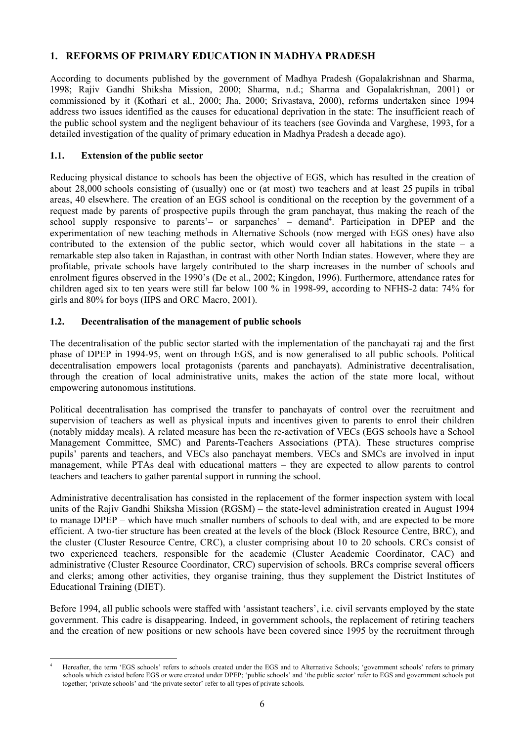# 1. REFORMS OF PRIMARY EDUCATION IN MADHYA PRADESH

According to documents published by the government of Madhya Pradesh (Gopalakrishnan and Sharma, 1998; Rajiv Gandhi Shiksha Mission, 2000; Sharma, n.d.; Sharma and Gopalakrishnan, 2001) or commissioned by it (Kothari et al., 2000; Jha, 2000; Srivastava, 2000), reforms undertaken since 1994 address two issues identified as the causes for educational deprivation in the state: The insufficient reach of the public school system and the negligent behaviour of its teachers (see Govinda and Varghese, 1993, for a detailed investigation of the quality of primary education in Madhya Pradesh a decade ago).

## 1.1. Extension of the public sector

Reducing physical distance to schools has been the objective of EGS, which has resulted in the creation of about 28,000 schools consisting of (usually) one or (at most) two teachers and at least 25 pupils in tribal areas, 40 elsewhere. The creation of an EGS school is conditional on the reception by the government of a request made by parents of prospective pupils through the gram panchayat, thus making the reach of the school supply responsive to parents'– or sarpanches' – demand[4]. Participation in DPEP and the experimentation of new teaching methods in Alternative Schools (now merged with EGS ones) have also contributed to the extension of the public sector, which would cover all habitations in the state – a remarkable step also taken in Rajasthan, in contrast with other North Indian states. However, where they are profitable, private schools have largely contributed to the sharp increases in the number of schools and enrolment figures observed in the 1990's (De et al., 2002; Kingdon, 1996). Furthermore, attendance rates for children aged six to ten years were still far below 100 % in 1998-99, according to NFHS-2 data: 74% for girls and 80% for boys (IIPS and ORC Macro, 2001).

## 1.2. Decentralisation of the management of public schools

The decentralisation of the public sector started with the implementation of the panchayati raj and the first phase of DPEP in 1994-95, went on through EGS, and is now generalised to all public schools. Political decentralisation empowers local protagonists (parents and panchayats). Administrative decentralisation, through the creation of local administrative units, makes the action of the state more local, without empowering autonomous institutions.

Political decentralisation has comprised the transfer to panchayats of control over the recruitment and supervision of teachers as well as physical inputs and incentives given to parents to enrol their children (notably midday meals). A related measure has been the re-activation of VECs (EGS schools have a School Management Committee, SMC) and Parents-Teachers Associations (PTA). These structures comprise pupils' parents and teachers, and VECs also panchayat members. VECs and SMCs are involved in input management, while PTAs deal with educational matters – they are expected to allow parents to control teachers and teachers to gather parental support in running the school.

Administrative decentralisation has consisted in the replacement of the former inspection system with local units of the Rajiv Gandhi Shiksha Mission (RGSM) – the state-level administration created in August 1994 to manage DPEP – which have much smaller numbers of schools to deal with, and are expected to be more efficient. A two-tier structure has been created at the levels of the block (Block Resource Centre, BRC), and the cluster (Cluster Resource Centre, CRC), a cluster comprising about 10 to 20 schools. CRCs consist of two experienced teachers, responsible for the academic (Cluster Academic Coordinator, CAC) and administrative (Cluster Resource Coordinator, CRC) supervision of schools. BRCs comprise several officers and clerks; among other activities, they organise training, thus they supplement the District Institutes of Educational Training (DIET).

Before 1994, all public schools were staffed with 'assistant teachers', i.e. civil servants employed by the state government. This cadre is disappearing. Indeed, in government schools, the replacement of retiring teachers and the creation of new positions or new schools have been covered since 1995 by the recruitment through

[4] Hereafter, the term 'EGS schools' refers to schools created under the EGS and to Alternative Schools; 'government schools' refers to primary schools which existed before EGS or were created under DPEP; 'public schools' and 'the public sector' refer to EGS and government schools put together; 'private schools' and 'the private sector' refer to all types of private schools.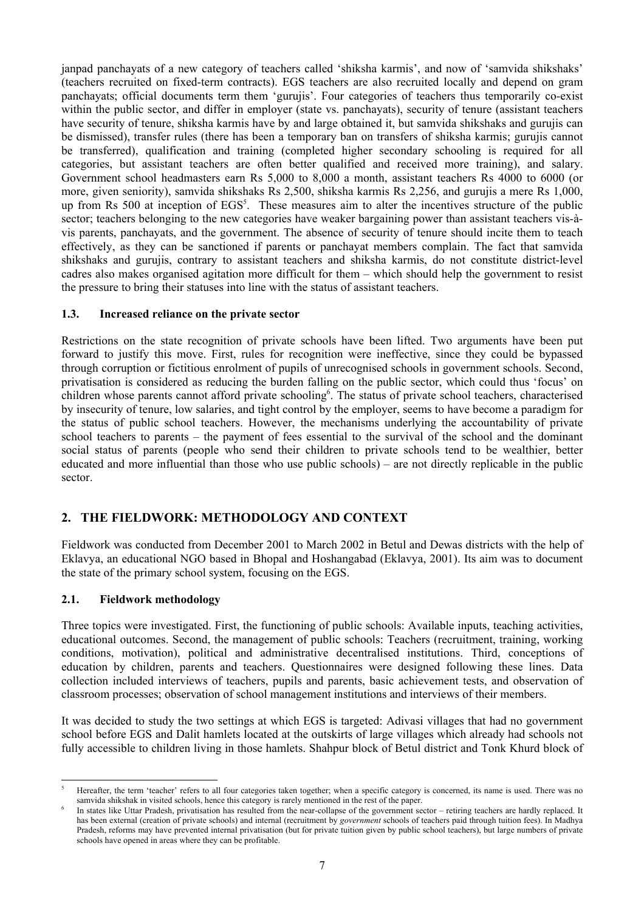janpad panchayats of a new category of teachers called 'shiksha karmis', and now of 'samvida shikshaks' (teachers recruited on fixed-term contracts). EGS teachers are also recruited locally and depend on gram panchayats; official documents term them 'gurujis'. Four categories of teachers thus temporarily co-exist within the public sector, and differ in employer (state vs. panchayats), security of tenure (assistant teachers have security of tenure, shiksha karmis have by and large obtained it, but samvida shikshaks and gurujis can be dismissed), transfer rules (there has been a temporary ban on transfers of shiksha karmis; gurujis cannot be transferred), qualification and training (completed higher secondary schooling is required for all categories, but assistant teachers are often better qualified and received more training), and salary. Government school headmasters earn Rs 5,000 to 8,000 a month, assistant teachers Rs 4000 to 6000 (or more, given seniority), samvida shikshaks Rs 2,500, shiksha karmis Rs 2,256, and gurujis a mere Rs 1,000, up from Rs 500 at inception of EGS[5]. These measures aim to alter the incentives structure of the public sector; teachers belonging to the new categories have weaker bargaining power than assistant teachers vis-à-vis parents, panchayats, and the government. The absence of security of tenure should incite them to teach effectively, as they can be sanctioned if parents or panchayat members complain. The fact that samvida shikshaks and gurujis, contrary to assistant teachers and shiksha karmis, do not constitute district-level cadres also makes organised agitation more difficult for them – which should help the government to resist the pressure to bring their statuses into line with the status of assistant teachers.

### 1.3. Increased reliance on the private sector

Restrictions on the state recognition of private schools have been lifted. Two arguments have been put forward to justify this move. First, rules for recognition were ineffective, since they could be bypassed through corruption or fictitious enrolment of pupils of unrecognised schools in government schools. Second, privatisation is considered as reducing the burden falling on the public sector, which could thus 'focus' on children whose parents cannot afford private schooling[6]. The status of private school teachers, characterised by insecurity of tenure, low salaries, and tight control by the employer, seems to have become a paradigm for the status of public school teachers. However, the mechanisms underlying the accountability of private school teachers to parents – the payment of fees essential to the survival of the school and the dominant social status of parents (people who send their children to private schools tend to be wealthier, better educated and more influential than those who use public schools) – are not directly replicable in the public sector.

## 2. THE FIELDWORK: METHODOLOGY AND CONTEXT

Fieldwork was conducted from December 2001 to March 2002 in Betul and Dewas districts with the help of Eklavya, an educational NGO based in Bhopal and Hoshangabad (Eklavya, 2001). Its aim was to document the state of the primary school system, focusing on the EGS.

### 2.1. Fieldwork methodology

Three topics were investigated. First, the functioning of public schools: Available inputs, teaching activities, educational outcomes. Second, the management of public schools: Teachers (recruitment, training, working conditions, motivation), political and administrative decentralised institutions. Third, conceptions of education by children, parents and teachers. Questionnaires were designed following these lines. Data collection included interviews of teachers, pupils and parents, basic achievement tests, and observation of classroom processes; observation of school management institutions and interviews of their members.

It was decided to study the two settings at which EGS is targeted: Adivasi villages that had no government school before EGS and Dalit hamlets located at the outskirts of large villages which already had schools not fully accessible to children living in those hamlets. Shahpur block of Betul district and Tonk Khurd block of

---

[5] Hereafter, the term 'teacher' refers to all four categories taken together; when a specific category is concerned, its name is used. There was no samvida shikshak in visited schools, hence this category is rarely mentioned in the rest of the paper.

[6] In states like Uttar Pradesh, privatisation has resulted from the near-collapse of the government sector – retiring teachers are hardly replaced. It has been external (creation of private schools) and internal (recruitment by *government* schools of teachers paid through tuition fees). In Madhya Pradesh, reforms may have prevented internal privatisation (but for private tuition given by public school teachers), but large numbers of private schools have opened in areas where they can be profitable.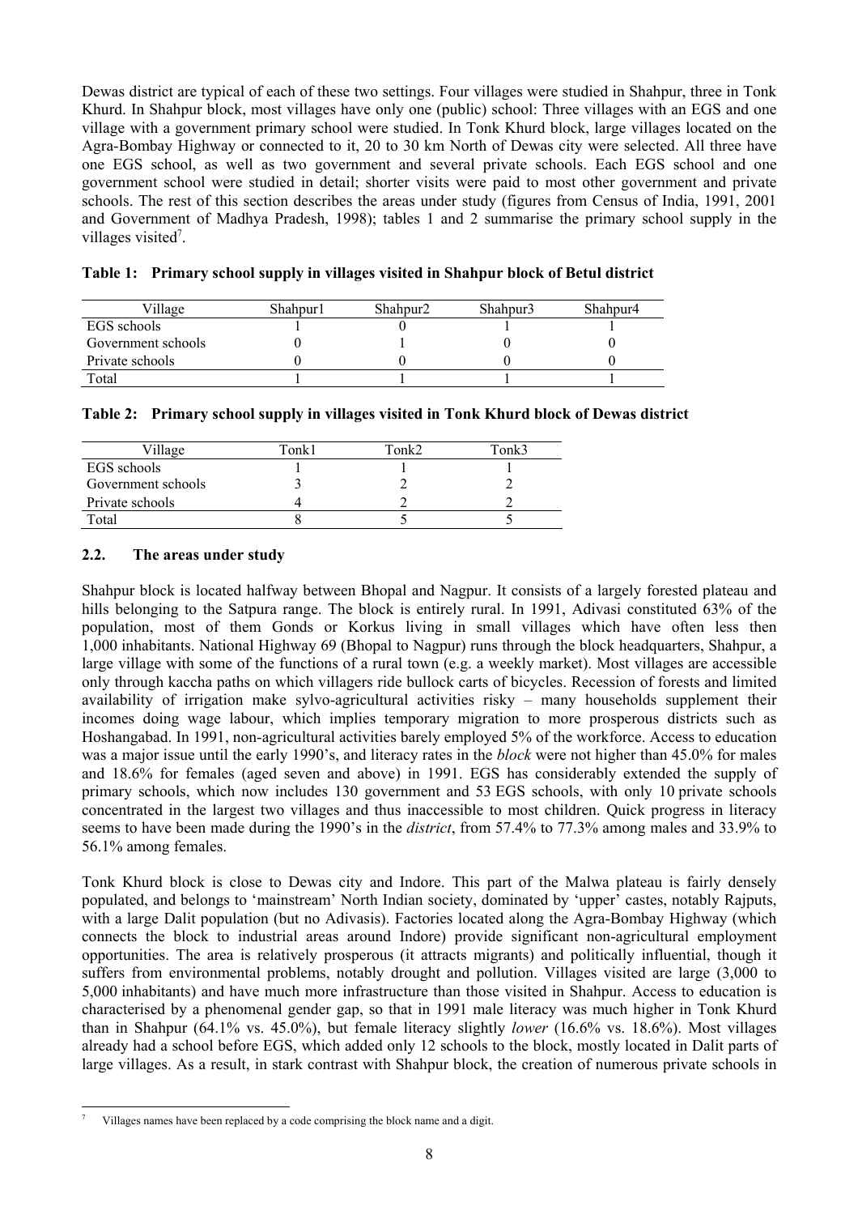Dewas district are typical of each of these two settings. Four villages were studied in Shahpur, three in Tonk Khurd. In Shahpur block, most villages have only one (public) school: Three villages with an EGS and one village with a government primary school were studied. In Tonk Khurd block, large villages located on the Agra-Bombay Highway or connected to it, 20 to 30 km North of Dewas city were selected. All three have one EGS school, as well as two government and several private schools. Each EGS school and one government school were studied in detail; shorter visits were paid to most other government and private schools. The rest of this section describes the areas under study (figures from Census of India, 1991, 2001 and Government of Madhya Pradesh, 1998); tables 1 and 2 summarise the primary school supply in the villages visited[7].

**Table 1: Primary school supply in villages visited in Shahpur block of Betul district**

| Village | Shahpur1 | Shahpur2 | Shahpur3 | Shahpur4 |
|---|---|---|---|---|
| EGS schools | 1 | 0 | 1 | 1 |
| Government schools | 0 | 1 | 0 | 0 |
| Private schools | 0 | 0 | 0 | 0 |
| Total | 1 | 1 | 1 | 1 |

**Table 2: Primary school supply in villages visited in Tonk Khurd block of Dewas district**

| Village | Tonk1 | Tonk2 | Tonk3 |
|---|---|---|---|
| EGS schools | 1 | 1 | 1 |
| Government schools | 3 | 2 | 2 |
| Private schools | 4 | 2 | 2 |
| Total | 8 | 5 | 5 |

### 2.2. The areas under study

Shahpur block is located halfway between Bhopal and Nagpur. It consists of a largely forested plateau and hills belonging to the Satpura range. The block is entirely rural. In 1991, Adivasi constituted 63% of the population, most of them Gonds or Korkus living in small villages which have often less then 1,000 inhabitants. National Highway 69 (Bhopal to Nagpur) runs through the block headquarters, Shahpur, a large village with some of the functions of a rural town (e.g. a weekly market). Most villages are accessible only through kaccha paths on which villagers ride bullock carts of bicycles. Recession of forests and limited availability of irrigation make sylvo-agricultural activities risky – many households supplement their incomes doing wage labour, which implies temporary migration to more prosperous districts such as Hoshangabad. In 1991, non-agricultural activities barely employed 5% of the workforce. Access to education was a major issue until the early 1990's, and literacy rates in the *block* were not higher than 45.0% for males and 18.6% for females (aged seven and above) in 1991. EGS has considerably extended the supply of primary schools, which now includes 130 government and 53 EGS schools, with only 10 private schools concentrated in the largest two villages and thus inaccessible to most children. Quick progress in literacy seems to have been made during the 1990's in the *district*, from 57.4% to 77.3% among males and 33.9% to 56.1% among females.

Tonk Khurd block is close to Dewas city and Indore. This part of the Malwa plateau is fairly densely populated, and belongs to 'mainstream' North Indian society, dominated by 'upper' castes, notably Rajputs, with a large Dalit population (but no Adivasis). Factories located along the Agra-Bombay Highway (which connects the block to industrial areas around Indore) provide significant non-agricultural employment opportunities. The area is relatively prosperous (it attracts migrants) and politically influential, though it suffers from environmental problems, notably drought and pollution. Villages visited are large (3,000 to 5,000 inhabitants) and have much more infrastructure than those visited in Shahpur. Access to education is characterised by a phenomenal gender gap, so that in 1991 male literacy was much higher in Tonk Khurd than in Shahpur (64.1% vs. 45.0%), but female literacy slightly *lower* (16.6% vs. 18.6%). Most villages already had a school before EGS, which added only 12 schools to the block, mostly located in Dalit parts of large villages. As a result, in stark contrast with Shahpur block, the creation of numerous private schools in

---

[7] Villages names have been replaced by a code comprising the block name and a digit.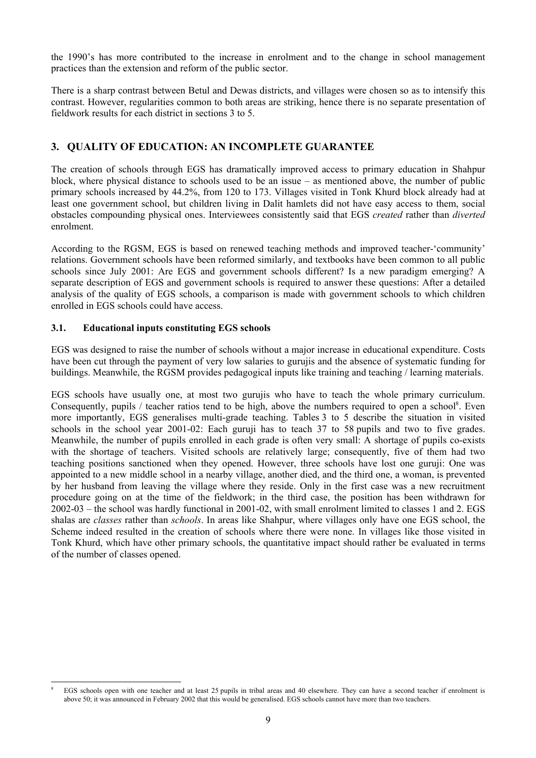the 1990's has more contributed to the increase in enrolment and to the change in school management practices than the extension and reform of the public sector.

There is a sharp contrast between Betul and Dewas districts, and villages were chosen so as to intensify this contrast. However, regularities common to both areas are striking, hence there is no separate presentation of fieldwork results for each district in sections 3 to 5.

## 3. QUALITY OF EDUCATION: AN INCOMPLETE GUARANTEE

The creation of schools through EGS has dramatically improved access to primary education in Shahpur block, where physical distance to schools used to be an issue – as mentioned above, the number of public primary schools increased by 44.2%, from 120 to 173. Villages visited in Tonk Khurd block already had at least one government school, but children living in Dalit hamlets did not have easy access to them, social obstacles compounding physical ones. Interviewees consistently said that EGS *created* rather than *diverted* enrolment.

According to the RGSM, EGS is based on renewed teaching methods and improved teacher-'community' relations. Government schools have been reformed similarly, and textbooks have been common to all public schools since July 2001: Are EGS and government schools different? Is a new paradigm emerging? A separate description of EGS and government schools is required to answer these questions: After a detailed analysis of the quality of EGS schools, a comparison is made with government schools to which children enrolled in EGS schools could have access.

### 3.1. Educational inputs constituting EGS schools

EGS was designed to raise the number of schools without a major increase in educational expenditure. Costs have been cut through the payment of very low salaries to gurujis and the absence of systematic funding for buildings. Meanwhile, the RGSM provides pedagogical inputs like training and teaching / learning materials.

EGS schools have usually one, at most two gurujis who have to teach the whole primary curriculum. Consequently, pupils / teacher ratios tend to be high, above the numbers required to open a school[8]. Even more importantly, EGS generalises multi-grade teaching. Tables 3 to 5 describe the situation in visited schools in the school year 2001-02: Each guruji has to teach 37 to 58 pupils and two to five grades. Meanwhile, the number of pupils enrolled in each grade is often very small: A shortage of pupils co-exists with the shortage of teachers. Visited schools are relatively large; consequently, five of them had two teaching positions sanctioned when they opened. However, three schools have lost one guruji: One was appointed to a new middle school in a nearby village, another died, and the third one, a woman, is prevented by her husband from leaving the village where they reside. Only in the first case was a new recruitment procedure going on at the time of the fieldwork; in the third case, the position has been withdrawn for 2002-03 – the school was hardly functional in 2001-02, with small enrolment limited to classes 1 and 2. EGS shalas are *classes* rather than *schools*. In areas like Shahpur, where villages only have one EGS school, the Scheme indeed resulted in the creation of schools where there were none. In villages like those visited in Tonk Khurd, which have other primary schools, the quantitative impact should rather be evaluated in terms of the number of classes opened.

---

[8] EGS schools open with one teacher and at least 25 pupils in tribal areas and 40 elsewhere. They can have a second teacher if enrolment is above 50; it was announced in February 2002 that this would be generalised. EGS schools cannot have more than two teachers.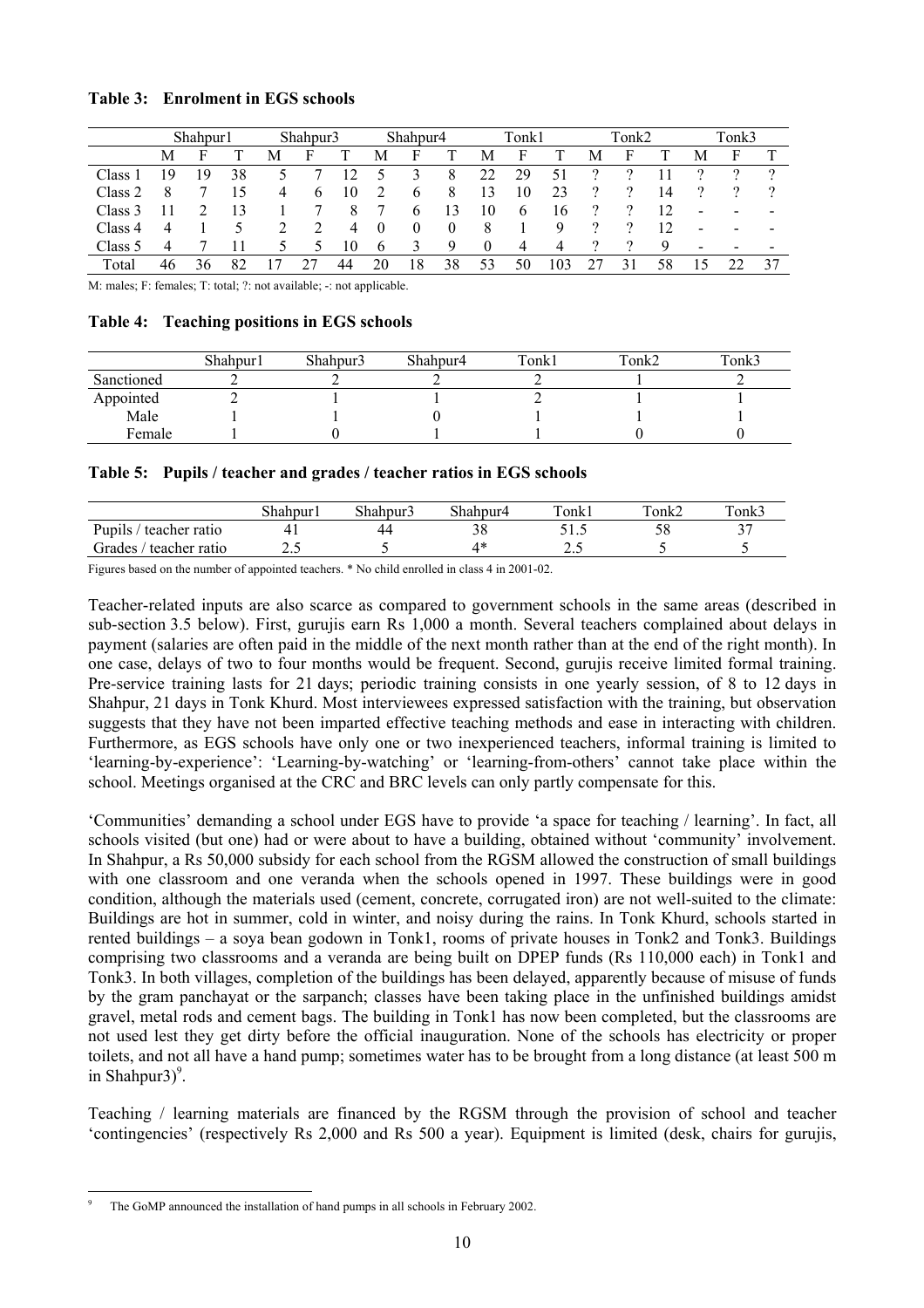**Table 3: Enrolment in EGS schools**

| | Shahpur1 | | | Shahpur3 | | | Shahpur4 | | | Tonk1 | | | Tonk2 | | | Tonk3 | | |
|---|---|---|---|---|---|---|---|---|---|---|---|---|---|---|---|---|---|---|
| | M | F | T | M | F | T | M | F | T | M | F | T | M | F | T | M | F | T |
| Class 1 | 19 | 19 | 38 | 5 | 7 | 12 | 5 | 3 | 8 | 22 | 29 | 51 | ? | ? | 11 | ? | ? | ? |
| Class 2 | 8 | 7 | 15 | 4 | 6 | 10 | 2 | 6 | 8 | 13 | 10 | 23 | ? | ? | 14 | ? | ? | ? |
| Class 3 | 11 | 2 | 13 | 1 | 7 | 8 | 7 | 6 | 13 | 10 | 6 | 16 | ? | ? | 12 | - | - | - |
| Class 4 | 4 | 1 | 5 | 2 | 2 | 4 | 0 | 0 | 0 | 8 | 1 | 9 | ? | ? | 12 | - | - | - |
| Class 5 | 4 | 7 | 11 | 5 | 5 | 10 | 6 | 3 | 9 | 0 | 4 | 4 | ? | ? | 9 | - | - | - |
| Total | 46 | 36 | 82 | 17 | 27 | 44 | 20 | 18 | 38 | 53 | 50 | 103 | 27 | 31 | 58 | 15 | 22 | 37 |

M: males; F: females; T: total; ?: not available; -: not applicable.

**Table 4: Teaching positions in EGS schools**

| | Shahpur1 | Shahpur3 | Shahpur4 | Tonk1 | Tonk2 | Tonk3 |
|---|---|---|---|---|---|---|
| Sanctioned | 2 | 2 | 2 | 2 | 1 | 2 |
| Appointed | 2 | 1 | 1 | 2 | 1 | 1 |
| Male | 1 | 1 | 0 | 1 | 1 | 1 |
| Female | 1 | 0 | 1 | 1 | 0 | 0 |

**Table 5: Pupils / teacher and grades / teacher ratios in EGS schools**

| | Shahpur1 | Shahpur3 | Shahpur4 | Tonk1 | Tonk2 | Tonk3 |
|---|---|---|---|---|---|---|
| Pupils / teacher ratio | 41 | 44 | 38 | 51.5 | 58 | 37 |
| Grades / teacher ratio | 2.5 | 5 | 4* | 2.5 | 5 | 5 |

Figures based on the number of appointed teachers. * No child enrolled in class 4 in 2001-02.

Teacher-related inputs are also scarce as compared to government schools in the same areas (described in sub-section 3.5 below). First, gurujis earn Rs 1,000 a month. Several teachers complained about delays in payment (salaries are often paid in the middle of the next month rather than at the end of the right month). In one case, delays of two to four months would be frequent. Second, gurujis receive limited formal training. Pre-service training lasts for 21 days; periodic training consists in one yearly session, of 8 to 12 days in Shahpur, 21 days in Tonk Khurd. Most interviewees expressed satisfaction with the training, but observation suggests that they have not been imparted effective teaching methods and ease in interacting with children. Furthermore, as EGS schools have only one or two inexperienced teachers, informal training is limited to 'learning-by-experience': 'Learning-by-watching' or 'learning-from-others' cannot take place within the school. Meetings organised at the CRC and BRC levels can only partly compensate for this.

'Communities' demanding a school under EGS have to provide 'a space for teaching / learning'. In fact, all schools visited (but one) had or were about to have a building, obtained without 'community' involvement. In Shahpur, a Rs 50,000 subsidy for each school from the RGSM allowed the construction of small buildings with one classroom and one veranda when the schools opened in 1997. These buildings were in good condition, although the materials used (cement, concrete, corrugated iron) are not well-suited to the climate: Buildings are hot in summer, cold in winter, and noisy during the rains. In Tonk Khurd, schools started in rented buildings – a soya bean godown in Tonk1, rooms of private houses in Tonk2 and Tonk3. Buildings comprising two classrooms and a veranda are being built on DPEP funds (Rs 110,000 each) in Tonk1 and Tonk3. In both villages, completion of the buildings has been delayed, apparently because of misuse of funds by the gram panchayat or the sarpanch; classes have been taking place in the unfinished buildings amidst gravel, metal rods and cement bags. The building in Tonk1 has now been completed, but the classrooms are not used lest they get dirty before the official inauguration. None of the schools has electricity or proper toilets, and not all have a hand pump; sometimes water has to be brought from a long distance (at least 500 m in Shahpur3)[9].

Teaching / learning materials are financed by the RGSM through the provision of school and teacher 'contingencies' (respectively Rs 2,000 and Rs 500 a year). Equipment is limited (desk, chairs for gurujis,

[9] The GoMP announced the installation of hand pumps in all schools in February 2002.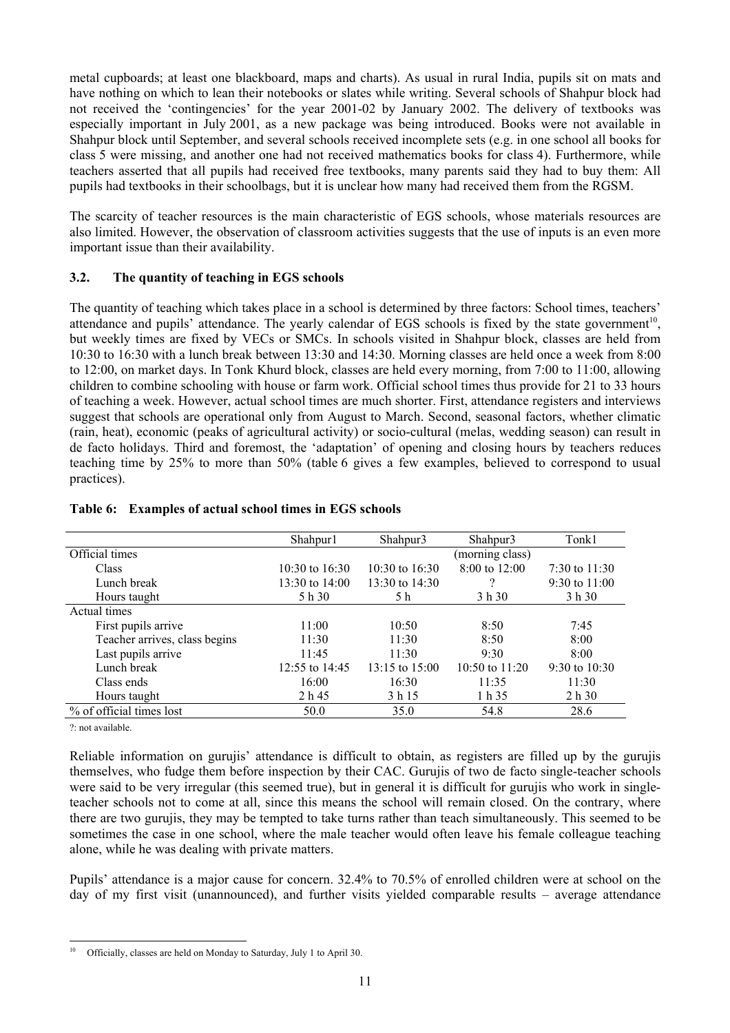metal cupboards; at least one blackboard, maps and charts). As usual in rural India, pupils sit on mats and have nothing on which to lean their notebooks or slates while writing. Several schools of Shahpur block had not received the 'contingencies' for the year 2001-02 by January 2002. The delivery of textbooks was especially important in July 2001, as a new package was being introduced. Books were not available in Shahpur block until September, and several schools received incomplete sets (e.g. in one school all books for class 5 were missing, and another one had not received mathematics books for class 4). Furthermore, while teachers asserted that all pupils had received free textbooks, many parents said they had to buy them: All pupils had textbooks in their schoolbags, but it is unclear how many had received them from the RGSM.

The scarcity of teacher resources is the main characteristic of EGS schools, whose materials resources are also limited. However, the observation of classroom activities suggests that the use of inputs is an even more important issue than their availability.

### 3.2. The quantity of teaching in EGS schools

The quantity of teaching which takes place in a school is determined by three factors: School times, teachers' attendance and pupils' attendance. The yearly calendar of EGS schools is fixed by the state government[10], but weekly times are fixed by VECs or SMCs. In schools visited in Shahpur block, classes are held from 10:30 to 16:30 with a lunch break between 13:30 and 14:30. Morning classes are held once a week from 8:00 to 12:00, on market days. In Tonk Khurd block, classes are held every morning, from 7:00 to 11:00, allowing children to combine schooling with house or farm work. Official school times thus provide for 21 to 33 hours of teaching a week. However, actual school times are much shorter. First, attendance registers and interviews suggest that schools are operational only from August to March. Second, seasonal factors, whether climatic (rain, heat), economic (peaks of agricultural activity) or socio-cultural (melas, wedding season) can result in de facto holidays. Third and foremost, the 'adaptation' of opening and closing hours by teachers reduces teaching time by 25% to more than 50% (table 6 gives a few examples, believed to correspond to usual practices).

**Table 6: Examples of actual school times in EGS schools**

| | Shahpur1 | Shahpur3 | Shahpur3 | Tonk1 |
|---|---|---|---|---|
| Official times | | | (morning class) | |
| Class | 10:30 to 16:30 | 10:30 to 16:30 | 8:00 to 12:00 | 7:30 to 11:30 |
| Lunch break | 13:30 to 14:00 | 13:30 to 14:30 | ? | 9:30 to 11:00 |
| Hours taught | 5 h 30 | 5 h | 3 h 30 | 3 h 30 |
| Actual times | | | | |
| First pupils arrive | 11:00 | 10:50 | 8:50 | 7:45 |
| Teacher arrives, class begins | 11:30 | 11:30 | 8:50 | 8:00 |
| Last pupils arrive | 11:45 | 11:30 | 9:30 | 8:00 |
| Lunch break | 12:55 to 14:45 | 13:15 to 15:00 | 10:50 to 11:20 | 9:30 to 10:30 |
| Class ends | 16:00 | 16:30 | 11:35 | 11:30 |
| Hours taught | 2 h 45 | 3 h 15 | 1 h 35 | 2 h 30 |
| % of official times lost | 50.0 | 35.0 | 54.8 | 28.6 |

?: not available.

Reliable information on gurujis' attendance is difficult to obtain, as registers are filled up by the gurujis themselves, who fudge them before inspection by their CAC. Gurujis of two de facto single-teacher schools were said to be very irregular (this seemed true), but in general it is difficult for gurujis who work in single-teacher schools not to come at all, since this means the school will remain closed. On the contrary, where there are two gurujis, they may be tempted to take turns rather than teach simultaneously. This seemed to be sometimes the case in one school, where the male teacher would often leave his female colleague teaching alone, while he was dealing with private matters.

Pupils' attendance is a major cause for concern. 32.4% to 70.5% of enrolled children were at school on the day of my first visit (unannounced), and further visits yielded comparable results – average attendance

[10] Officially, classes are held on Monday to Saturday, July 1 to April 30.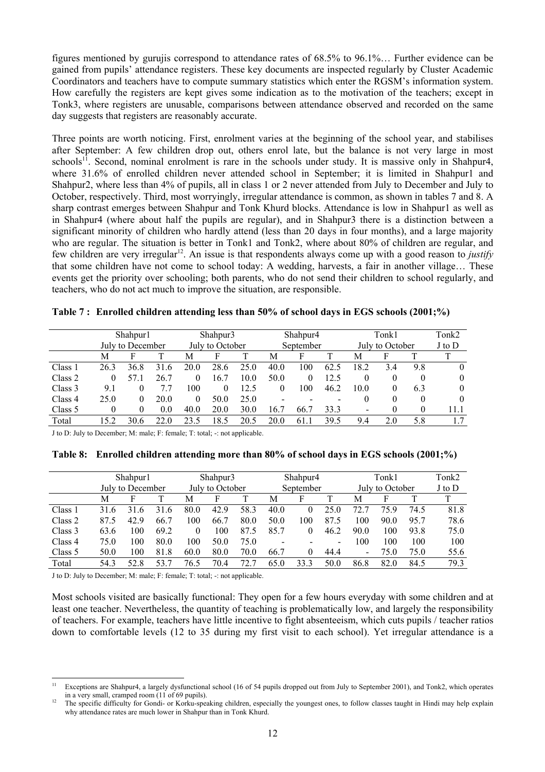figures mentioned by gurujis correspond to attendance rates of 68.5% to 96.1%… Further evidence can be gained from pupils' attendance registers. These key documents are inspected regularly by Cluster Academic Coordinators and teachers have to compute summary statistics which enter the RGSM's information system. How carefully the registers are kept gives some indication as to the motivation of the teachers; except in Tonk3, where registers are unusable, comparisons between attendance observed and recorded on the same day suggests that registers are reasonably accurate.

Three points are worth noticing. First, enrolment varies at the beginning of the school year, and stabilises after September: A few children drop out, others enrol late, but the balance is not very large in most schools[11]. Second, nominal enrolment is rare in the schools under study. It is massive only in Shahpur4, where 31.6% of enrolled children never attended school in September; it is limited in Shahpur1 and Shahpur2, where less than 4% of pupils, all in class 1 or 2 never attended from July to December and July to October, respectively. Third, most worryingly, irregular attendance is common, as shown in tables 7 and 8. A sharp contrast emerges between Shahpur and Tonk Khurd blocks. Attendance is low in Shahpur1 as well as in Shahpur4 (where about half the pupils are regular), and in Shahpur3 there is a distinction between a significant minority of children who hardly attend (less than 20 days in four months), and a large majority who are regular. The situation is better in Tonk1 and Tonk2, where about 80% of children are regular, and few children are very irregular[12]. An issue is that respondents always come up with a good reason to *justify* that some children have not come to school today: A wedding, harvests, a fair in another village… These events get the priority over schooling; both parents, who do not send their children to school regularly, and teachers, who do not act much to improve the situation, are responsible.

**Table 7 : Enrolled children attending less than 50% of school days in EGS schools (2001;%)**

| | Shahpur1 | | | Shahpur3 | | | Shahpur4 | | | Tonk1 | | | Tonk2 |
|---|---|---|---|---|---|---|---|---|---|---|---|---|---|
| | July to December | | | July to October | | | September | | | July to October | | | J to D |
| | M | F | T | M | F | T | M | F | T | M | F | T | T |
| Class 1 | 26.3 | 36.8 | 31.6 | 20.0 | 28.6 | 25.0 | 40.0 | 100 | 62.5 | 18.2 | 3.4 | 9.8 | 0 |
| Class 2 | 0 | 57.1 | 26.7 | 0 | 16.7 | 10.0 | 50.0 | 0 | 12.5 | 0 | 0 | 0 | 0 |
| Class 3 | 9.1 | 0 | 7.7 | 100 | 0 | 12.5 | 0 | 100 | 46.2 | 10.0 | 0 | 6.3 | 0 |
| Class 4 | 25.0 | 0 | 20.0 | 0 | 50.0 | 25.0 | - | - | - | 0 | 0 | 0 | 0 |
| Class 5 | 0 | 0 | 0.0 | 40.0 | 20.0 | 30.0 | 16.7 | 66.7 | 33.3 | - | 0 | 0 | 11.1 |
| Total | 15.2 | 30.6 | 22.0 | 23.5 | 18.5 | 20.5 | 20.0 | 61.1 | 39.5 | 9.4 | 2.0 | 5.8 | 1.7 |

J to D: July to December; M: male; F: female; T: total; -: not applicable.

**Table 8: Enrolled children attending more than 80% of school days in EGS schools (2001;%)**

| | Shahpur1 | | | Shahpur3 | | | Shahpur4 | | | Tonk1 | | | Tonk2 |
|---|---|---|---|---|---|---|---|---|---|---|---|---|---|
| | July to December | | | July to October | | | September | | | July to October | | | J to D |
| | M | F | T | M | F | T | M | F | T | M | F | T | T |
| Class 1 | 31.6 | 31.6 | 31.6 | 80.0 | 42.9 | 58.3 | 40.0 | 0 | 25.0 | 72.7 | 75.9 | 74.5 | 81.8 |
| Class 2 | 87.5 | 42.9 | 66.7 | 100 | 66.7 | 80.0 | 50.0 | 100 | 87.5 | 100 | 90.0 | 95.7 | 78.6 |
| Class 3 | 63.6 | 100 | 69.2 | 0 | 100 | 87.5 | 85.7 | 0 | 46.2 | 90.0 | 100 | 93.8 | 75.0 |
| Class 4 | 75.0 | 100 | 80.0 | 100 | 50.0 | 75.0 | - | - | - | 100 | 100 | 100 | 100 |
| Class 5 | 50.0 | 100 | 81.8 | 60.0 | 80.0 | 70.0 | 66.7 | 0 | 44.4 | - | 75.0 | 75.0 | 55.6 |
| Total | 54.3 | 52.8 | 53.7 | 76.5 | 70.4 | 72.7 | 65.0 | 33.3 | 50.0 | 86.8 | 82.0 | 84.5 | 79.3 |

J to D: July to December; M: male; F: female; T: total; -: not applicable.

Most schools visited are basically functional: They open for a few hours everyday with some children and at least one teacher. Nevertheless, the quantity of teaching is problematically low, and largely the responsibility of teachers. For example, teachers have little incentive to fight absenteeism, which cuts pupils / teacher ratios down to comfortable levels (12 to 35 during my first visit to each school). Yet irregular attendance is a

[11] Exceptions are Shahpur4, a largely dysfunctional school (16 of 54 pupils dropped out from July to September 2001), and Tonk2, which operates in a very small, cramped room (11 of 69 pupils).

[12] The specific difficulty for Gondi- or Korku-speaking children, especially the youngest ones, to follow classes taught in Hindi may help explain why attendance rates are much lower in Shahpur than in Tonk Khurd.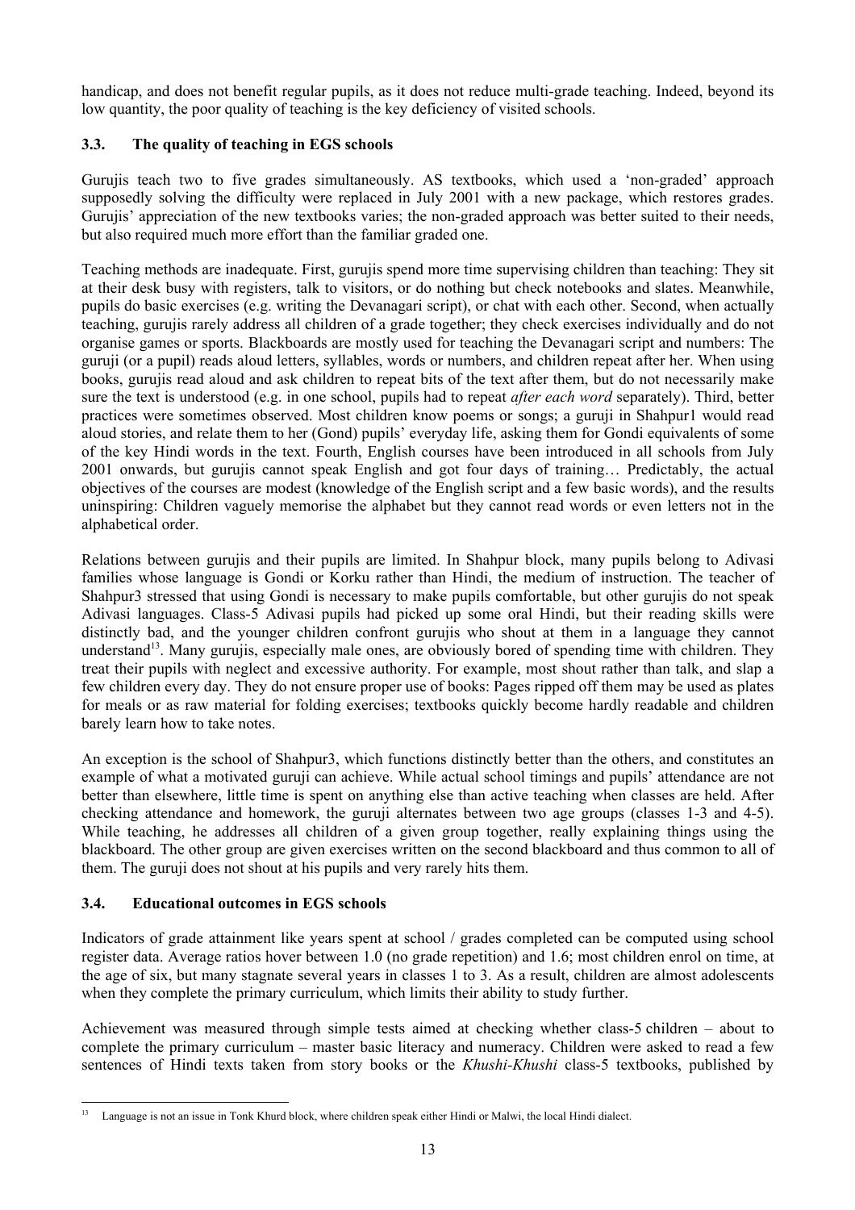handicap, and does not benefit regular pupils, as it does not reduce multi-grade teaching. Indeed, beyond its low quantity, the poor quality of teaching is the key deficiency of visited schools.

### 3.3. The quality of teaching in EGS schools

Gurujis teach two to five grades simultaneously. AS textbooks, which used a 'non-graded' approach supposedly solving the difficulty were replaced in July 2001 with a new package, which restores grades. Gurujis' appreciation of the new textbooks varies; the non-graded approach was better suited to their needs, but also required much more effort than the familiar graded one.

Teaching methods are inadequate. First, gurujis spend more time supervising children than teaching: They sit at their desk busy with registers, talk to visitors, or do nothing but check notebooks and slates. Meanwhile, pupils do basic exercises (e.g. writing the Devanagari script), or chat with each other. Second, when actually teaching, gurujis rarely address all children of a grade together; they check exercises individually and do not organise games or sports. Blackboards are mostly used for teaching the Devanagari script and numbers: The guruji (or a pupil) reads aloud letters, syllables, words or numbers, and children repeat after her. When using books, gurujis read aloud and ask children to repeat bits of the text after them, but do not necessarily make sure the text is understood (e.g. in one school, pupils had to repeat *after each word* separately). Third, better practices were sometimes observed. Most children know poems or songs; a guruji in Shahpur1 would read aloud stories, and relate them to her (Gond) pupils' everyday life, asking them for Gondi equivalents of some of the key Hindi words in the text. Fourth, English courses have been introduced in all schools from July 2001 onwards, but gurujis cannot speak English and got four days of training… Predictably, the actual objectives of the courses are modest (knowledge of the English script and a few basic words), and the results uninspiring: Children vaguely memorise the alphabet but they cannot read words or even letters not in the alphabetical order.

Relations between gurujis and their pupils are limited. In Shahpur block, many pupils belong to Adivasi families whose language is Gondi or Korku rather than Hindi, the medium of instruction. The teacher of Shahpur3 stressed that using Gondi is necessary to make pupils comfortable, but other gurujis do not speak Adivasi languages. Class-5 Adivasi pupils had picked up some oral Hindi, but their reading skills were distinctly bad, and the younger children confront gurujis who shout at them in a language they cannot understand[13]. Many gurujis, especially male ones, are obviously bored of spending time with children. They treat their pupils with neglect and excessive authority. For example, most shout rather than talk, and slap a few children every day. They do not ensure proper use of books: Pages ripped off them may be used as plates for meals or as raw material for folding exercises; textbooks quickly become hardly readable and children barely learn how to take notes.

An exception is the school of Shahpur3, which functions distinctly better than the others, and constitutes an example of what a motivated guruji can achieve. While actual school timings and pupils' attendance are not better than elsewhere, little time is spent on anything else than active teaching when classes are held. After checking attendance and homework, the guruji alternates between two age groups (classes 1-3 and 4-5). While teaching, he addresses all children of a given group together, really explaining things using the blackboard. The other group are given exercises written on the second blackboard and thus common to all of them. The guruji does not shout at his pupils and very rarely hits them.

### 3.4. Educational outcomes in EGS schools

Indicators of grade attainment like years spent at school / grades completed can be computed using school register data. Average ratios hover between 1.0 (no grade repetition) and 1.6; most children enrol on time, at the age of six, but many stagnate several years in classes 1 to 3. As a result, children are almost adolescents when they complete the primary curriculum, which limits their ability to study further.

Achievement was measured through simple tests aimed at checking whether class-5 children – about to complete the primary curriculum – master basic literacy and numeracy. Children were asked to read a few sentences of Hindi texts taken from story books or the *Khushi-Khushi* class-5 textbooks, published by

---

[13] Language is not an issue in Tonk Khurd block, where children speak either Hindi or Malwi, the local Hindi dialect.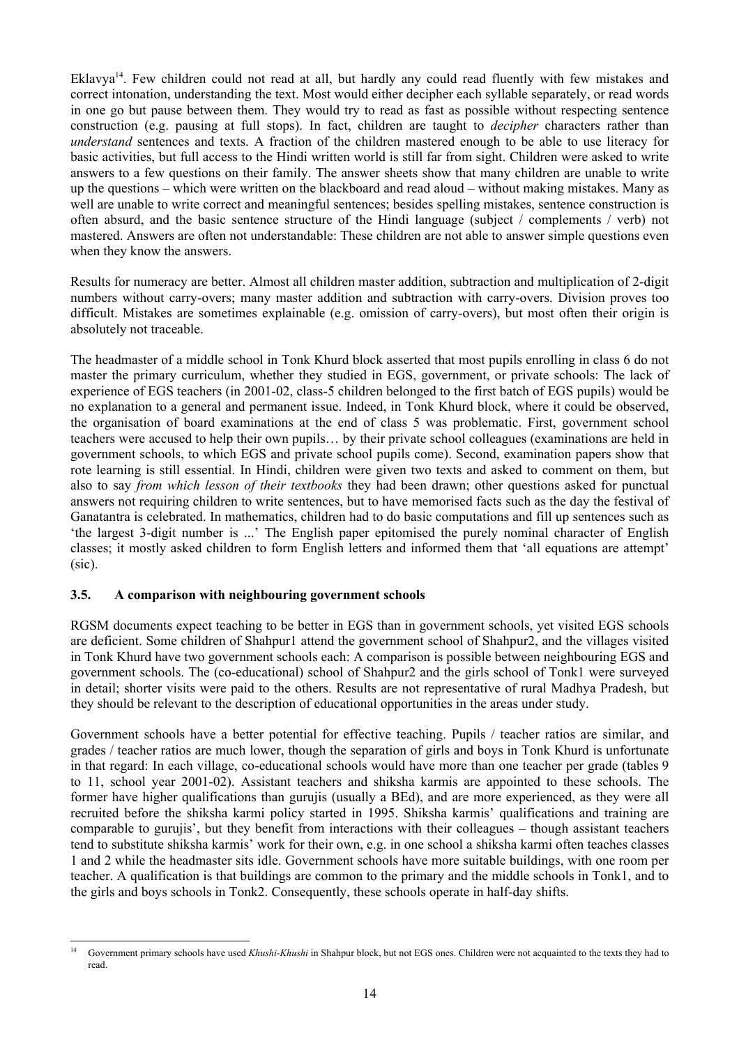Eklavya[14]. Few children could not read at all, but hardly any could read fluently with few mistakes and correct intonation, understanding the text. Most would either decipher each syllable separately, or read words in one go but pause between them. They would try to read as fast as possible without respecting sentence construction (e.g. pausing at full stops). In fact, children are taught to *decipher* characters rather than *understand* sentences and texts. A fraction of the children mastered enough to be able to use literacy for basic activities, but full access to the Hindi written world is still far from sight. Children were asked to write answers to a few questions on their family. The answer sheets show that many children are unable to write up the questions – which were written on the blackboard and read aloud – without making mistakes. Many as well are unable to write correct and meaningful sentences; besides spelling mistakes, sentence construction is often absurd, and the basic sentence structure of the Hindi language (subject / complements / verb) not mastered. Answers are often not understandable: These children are not able to answer simple questions even when they know the answers.

Results for numeracy are better. Almost all children master addition, subtraction and multiplication of 2-digit numbers without carry-overs; many master addition and subtraction with carry-overs. Division proves too difficult. Mistakes are sometimes explainable (e.g. omission of carry-overs), but most often their origin is absolutely not traceable.

The headmaster of a middle school in Tonk Khurd block asserted that most pupils enrolling in class 6 do not master the primary curriculum, whether they studied in EGS, government, or private schools: The lack of experience of EGS teachers (in 2001-02, class-5 children belonged to the first batch of EGS pupils) would be no explanation to a general and permanent issue. Indeed, in Tonk Khurd block, where it could be observed, the organisation of board examinations at the end of class 5 was problematic. First, government school teachers were accused to help their own pupils… by their private school colleagues (examinations are held in government schools, to which EGS and private school pupils come). Second, examination papers show that rote learning is still essential. In Hindi, children were given two texts and asked to comment on them, but also to say *from which lesson of their textbooks* they had been drawn; other questions asked for punctual answers not requiring children to write sentences, but to have memorised facts such as the day the festival of Ganatantra is celebrated. In mathematics, children had to do basic computations and fill up sentences such as 'the largest 3-digit number is ...' The English paper epitomised the purely nominal character of English classes; it mostly asked children to form English letters and informed them that 'all equations are attempt' (sic).

### 3.5. A comparison with neighbouring government schools

RGSM documents expect teaching to be better in EGS than in government schools, yet visited EGS schools are deficient. Some children of Shahpur1 attend the government school of Shahpur2, and the villages visited in Tonk Khurd have two government schools each: A comparison is possible between neighbouring EGS and government schools. The (co-educational) school of Shahpur2 and the girls school of Tonk1 were surveyed in detail; shorter visits were paid to the others. Results are not representative of rural Madhya Pradesh, but they should be relevant to the description of educational opportunities in the areas under study.

Government schools have a better potential for effective teaching. Pupils / teacher ratios are similar, and grades / teacher ratios are much lower, though the separation of girls and boys in Tonk Khurd is unfortunate in that regard: In each village, co-educational schools would have more than one teacher per grade (tables 9 to 11, school year 2001-02). Assistant teachers and shiksha karmis are appointed to these schools. The former have higher qualifications than gurujis (usually a BEd), and are more experienced, as they were all recruited before the shiksha karmi policy started in 1995. Shiksha karmis' qualifications and training are comparable to gurujis', but they benefit from interactions with their colleagues – though assistant teachers tend to substitute shiksha karmis' work for their own, e.g. in one school a shiksha karmi often teaches classes 1 and 2 while the headmaster sits idle. Government schools have more suitable buildings, with one room per teacher. A qualification is that buildings are common to the primary and the middle schools in Tonk1, and to the girls and boys schools in Tonk2. Consequently, these schools operate in half-day shifts.

[14] Government primary schools have used *Khushi-Khushi* in Shahpur block, but not EGS ones. Children were not acquainted to the texts they had to read.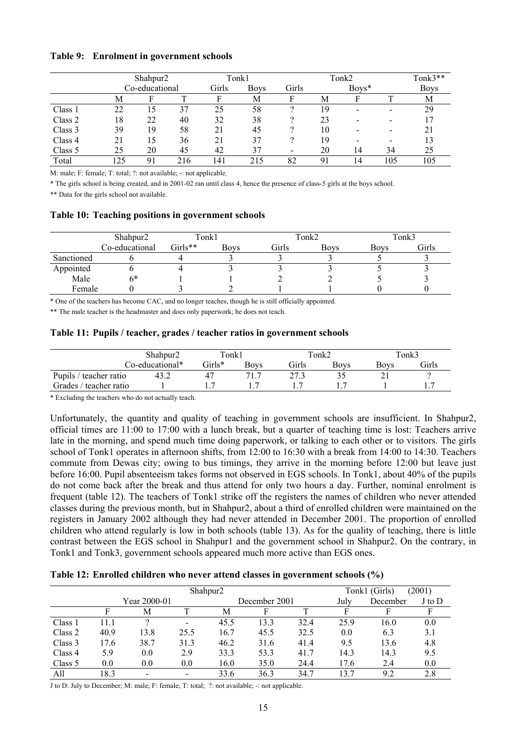**Table 9: Enrolment in government schools**

| | Shahpur2 | | | Tonk1 | | Tonk2 | | | | Tonk3** |
|---|---|---|---|---|---|---|---|---|---|---|
| | Co-educational | | | Girls | Boys | Girls | Boys* | | | Boys |
| | M | F | T | F | M | F | M | F | T | M |
| Class 1 | 22 | 15 | 37 | 25 | 58 | ? | 19 | - | - | 29 |
| Class 2 | 18 | 22 | 40 | 32 | 38 | ? | 23 | - | - | 17 |
| Class 3 | 39 | 19 | 58 | 21 | 45 | ? | 10 | - | - | 21 |
| Class 4 | 21 | 15 | 36 | 21 | 37 | ? | 19 | - | - | 13 |
| Class 5 | 25 | 20 | 45 | 42 | 37 | - | 20 | 14 | 34 | 25 |
| Total | 125 | 91 | 216 | 141 | 215 | 82 | 91 | 14 | 105 | 105 |

M: male; F: female; T: total; ?: not available; -: not applicable.

* The girls school is being created, and in 2001-02 ran until class 4, hence the presence of class-5 girls at the boys school.

** Data for the girls school not available.

**Table 10: Teaching positions in government schools**

| | Shahpur2 | Tonk1 | | Tonk2 | | Tonk3 | |
|---|---|---|---|---|---|---|---|
| | Co-educational | Girls** | Boys | Girls | Boys | Boys | Girls |
| Sanctioned | 6 | 4 | 3 | 3 | 3 | 5 | 3 |
| Appointed | 6 | 4 | 3 | 3 | 3 | 5 | 3 |
| Male | 6* | 1 | 1 | 2 | 2 | 5 | 3 |
| Female | 0 | 3 | 2 | 1 | 1 | 0 | 0 |

* One of the teachers has become CAC, and no longer teaches, though he is still officially appointed.

** The male teacher is the headmaster and does only paperwork; he does not teach.

**Table 11: Pupils / teacher, grades / teacher ratios in government schools**

| | Shahpur2 | Tonk1 | | Tonk2 | | Tonk3 | |
|---|---|---|---|---|---|---|---|
| | Co-educational* | Girls* | Boys | Girls | Boys | Boys | Girls |
| Pupils / teacher ratio | 43.2 | 47 | 71.7 | 27.3 | 35 | 21 | ? |
| Grades / teacher ratio | 1 | 1.7 | 1.7 | 1.7 | 1.7 | 1 | 1.7 |

* Excluding the teachers who do not actually teach.

Unfortunately, the quantity and quality of teaching in government schools are insufficient. In Shahpur2, official times are 11:00 to 17:00 with a lunch break, but a quarter of teaching time is lost: Teachers arrive late in the morning, and spend much time doing paperwork, or talking to each other or to visitors. The girls school of Tonk1 operates in afternoon shifts, from 12:00 to 16:30 with a break from 14:00 to 14:30. Teachers commute from Dewas city; owing to bus timings, they arrive in the morning before 12:00 but leave just before 16:00. Pupil absenteeism takes forms not observed in EGS schools. In Tonk1, about 40% of the pupils do not come back after the break and thus attend for only two hours a day. Further, nominal enrolment is frequent (table 12). The teachers of Tonk1 strike off the registers the names of children who never attended classes during the previous month, but in Shahpur2, about a third of enrolled children were maintained on the registers in January 2002 although they had never attended in December 2001. The proportion of enrolled children who attend regularly is low in both schools (table 13). As for the quality of teaching, there is little contrast between the EGS school in Shahpur1 and the government school in Shahpur2. On the contrary, in Tonk1 and Tonk3, government schools appeared much more active than EGS ones.

**Table 12: Enrolled children who never attend classes in government schools (%)**

| | Shahpur2 | | | | | | Tonk1 (Girls) | | (2001) |
|---|---|---|---|---|---|---|---|---|---|
| | Year 2000-01 | | | December 2001 | | | July | December | J to D |
| | F | M | T | M | F | T | F | F | F |
| Class 1 | 11.1 | ? | - | 45.5 | 13.3 | 32.4 | 25.9 | 16.0 | 0.0 |
| Class 2 | 40.9 | 13.8 | 25.5 | 16.7 | 45.5 | 32.5 | 0.0 | 6.3 | 3.1 |
| Class 3 | 17.6 | 38.7 | 31.3 | 46.2 | 31.6 | 41.4 | 9.5 | 13.6 | 4.8 |
| Class 4 | 5.9 | 0.0 | 2.9 | 33.3 | 53.3 | 41.7 | 14.3 | 14.3 | 9.5 |
| Class 5 | 0.0 | 0.0 | 0.0 | 16.0 | 35.0 | 24.4 | 17.6 | 2.4 | 0.0 |
| All | 18.3 | - | - | 33.6 | 36.3 | 34.7 | 13.7 | 9.2 | 2.8 |

J to D: July to December; M: male; F: female; T: total; ?: not available; -: not applicable.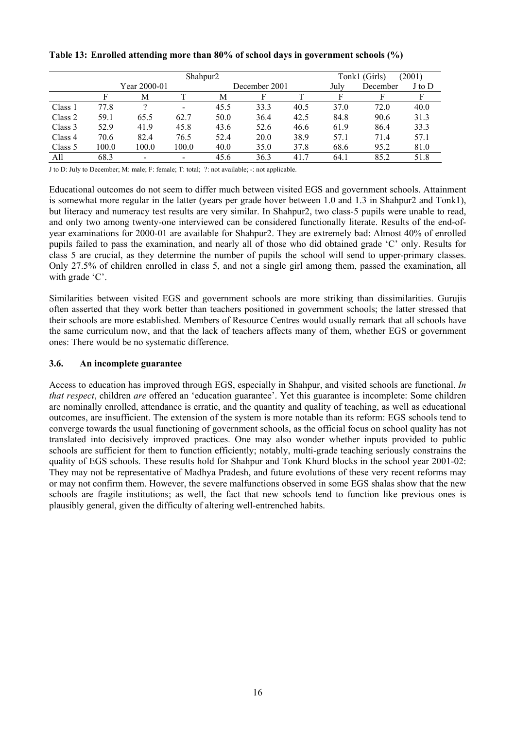**Table 13: Enrolled attending more than 80% of school days in government schools (%)**

| | Shahpur2 | | | | | | Tonk1 (Girls) (2001) | | |
|---|---|---|---|---|---|---|---|---|---|
| | Year 2000-01 | | | December 2001 | | | July | December | J to D |
| | F | M | T | M | F | T | F | F | F |
| Class 1 | 77.8 | ? | - | 45.5 | 33.3 | 40.5 | 37.0 | 72.0 | 40.0 |
| Class 2 | 59.1 | 65.5 | 62.7 | 50.0 | 36.4 | 42.5 | 84.8 | 90.6 | 31.3 |
| Class 3 | 52.9 | 41.9 | 45.8 | 43.6 | 52.6 | 46.6 | 61.9 | 86.4 | 33.3 |
| Class 4 | 70.6 | 82.4 | 76.5 | 52.4 | 20.0 | 38.9 | 57.1 | 71.4 | 57.1 |
| Class 5 | 100.0 | 100.0 | 100.0 | 40.0 | 35.0 | 37.8 | 68.6 | 95.2 | 81.0 |
| All | 68.3 | - | - | 45.6 | 36.3 | 41.7 | 64.1 | 85.2 | 51.8 |

J to D: July to December; M: male; F: female; T: total; ?: not available; -: not applicable.

Educational outcomes do not seem to differ much between visited EGS and government schools. Attainment is somewhat more regular in the latter (years per grade hover between 1.0 and 1.3 in Shahpur2 and Tonk1), but literacy and numeracy test results are very similar. In Shahpur2, two class-5 pupils were unable to read, and only two among twenty-one interviewed can be considered functionally literate. Results of the end-of-year examinations for 2000-01 are available for Shahpur2. They are extremely bad: Almost 40% of enrolled pupils failed to pass the examination, and nearly all of those who did obtained grade 'C' only. Results for class 5 are crucial, as they determine the number of pupils the school will send to upper-primary classes. Only 27.5% of children enrolled in class 5, and not a single girl among them, passed the examination, all with grade 'C'.

Similarities between visited EGS and government schools are more striking than dissimilarities. Gurujis often asserted that they work better than teachers positioned in government schools; the latter stressed that their schools are more established. Members of Resource Centres would usually remark that all schools have the same curriculum now, and that the lack of teachers affects many of them, whether EGS or government ones: There would be no systematic difference.

### 3.6. An incomplete guarantee

Access to education has improved through EGS, especially in Shahpur, and visited schools are functional. *In that respect*, children *are* offered an 'education guarantee'. Yet this guarantee is incomplete: Some children are nominally enrolled, attendance is erratic, and the quantity and quality of teaching, as well as educational outcomes, are insufficient. The extension of the system is more notable than its reform: EGS schools tend to converge towards the usual functioning of government schools, as the official focus on school quality has not translated into decisively improved practices. One may also wonder whether inputs provided to public schools are sufficient for them to function efficiently; notably, multi-grade teaching seriously constrains the quality of EGS schools. These results hold for Shahpur and Tonk Khurd blocks in the school year 2001-02: They may not be representative of Madhya Pradesh, and future evolutions of these very recent reforms may or may not confirm them. However, the severe malfunctions observed in some EGS shalas show that the new schools are fragile institutions; as well, the fact that new schools tend to function like previous ones is plausibly general, given the difficulty of altering well-entrenched habits.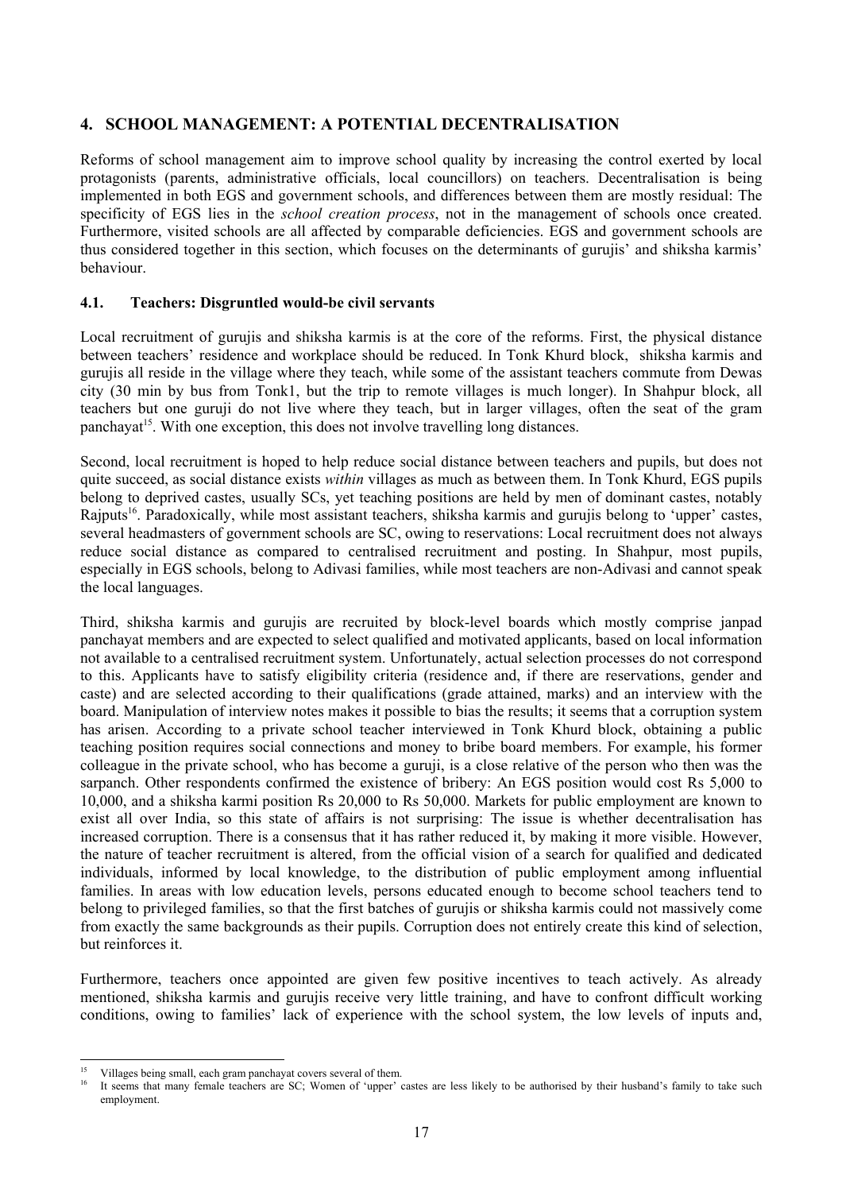## 4. SCHOOL MANAGEMENT: A POTENTIAL DECENTRALISATION

Reforms of school management aim to improve school quality by increasing the control exerted by local protagonists (parents, administrative officials, local councillors) on teachers. Decentralisation is being implemented in both EGS and government schools, and differences between them are mostly residual: The specificity of EGS lies in the *school creation process*, not in the management of schools once created. Furthermore, visited schools are all affected by comparable deficiencies. EGS and government schools are thus considered together in this section, which focuses on the determinants of gurujis' and shiksha karmis' behaviour.

### 4.1. Teachers: Disgruntled would-be civil servants

Local recruitment of gurujis and shiksha karmis is at the core of the reforms. First, the physical distance between teachers' residence and workplace should be reduced. In Tonk Khurd block, shiksha karmis and gurujis all reside in the village where they teach, while some of the assistant teachers commute from Dewas city (30 min by bus from Tonk1, but the trip to remote villages is much longer). In Shahpur block, all teachers but one guruji do not live where they teach, but in larger villages, often the seat of the gram panchayat[15]. With one exception, this does not involve travelling long distances.

Second, local recruitment is hoped to help reduce social distance between teachers and pupils, but does not quite succeed, as social distance exists *within* villages as much as between them. In Tonk Khurd, EGS pupils belong to deprived castes, usually SCs, yet teaching positions are held by men of dominant castes, notably Rajputs[16]. Paradoxically, while most assistant teachers, shiksha karmis and gurujis belong to 'upper' castes, several headmasters of government schools are SC, owing to reservations: Local recruitment does not always reduce social distance as compared to centralised recruitment and posting. In Shahpur, most pupils, especially in EGS schools, belong to Adivasi families, while most teachers are non-Adivasi and cannot speak the local languages.

Third, shiksha karmis and gurujis are recruited by block-level boards which mostly comprise janpad panchayat members and are expected to select qualified and motivated applicants, based on local information not available to a centralised recruitment system. Unfortunately, actual selection processes do not correspond to this. Applicants have to satisfy eligibility criteria (residence and, if there are reservations, gender and caste) and are selected according to their qualifications (grade attained, marks) and an interview with the board. Manipulation of interview notes makes it possible to bias the results; it seems that a corruption system has arisen. According to a private school teacher interviewed in Tonk Khurd block, obtaining a public teaching position requires social connections and money to bribe board members. For example, his former colleague in the private school, who has become a guruji, is a close relative of the person who then was the sarpanch. Other respondents confirmed the existence of bribery: An EGS position would cost Rs 5,000 to 10,000, and a shiksha karmi position Rs 20,000 to Rs 50,000. Markets for public employment are known to exist all over India, so this state of affairs is not surprising: The issue is whether decentralisation has increased corruption. There is a consensus that it has rather reduced it, by making it more visible. However, the nature of teacher recruitment is altered, from the official vision of a search for qualified and dedicated individuals, informed by local knowledge, to the distribution of public employment among influential families. In areas with low education levels, persons educated enough to become school teachers tend to belong to privileged families, so that the first batches of gurujis or shiksha karmis could not massively come from exactly the same backgrounds as their pupils. Corruption does not entirely create this kind of selection, but reinforces it.

Furthermore, teachers once appointed are given few positive incentives to teach actively. As already mentioned, shiksha karmis and gurujis receive very little training, and have to confront difficult working conditions, owing to families' lack of experience with the school system, the low levels of inputs and,

---

[15] Villages being small, each gram panchayat covers several of them.

[16] It seems that many female teachers are SC; Women of 'upper' castes are less likely to be authorised by their husband's family to take such employment.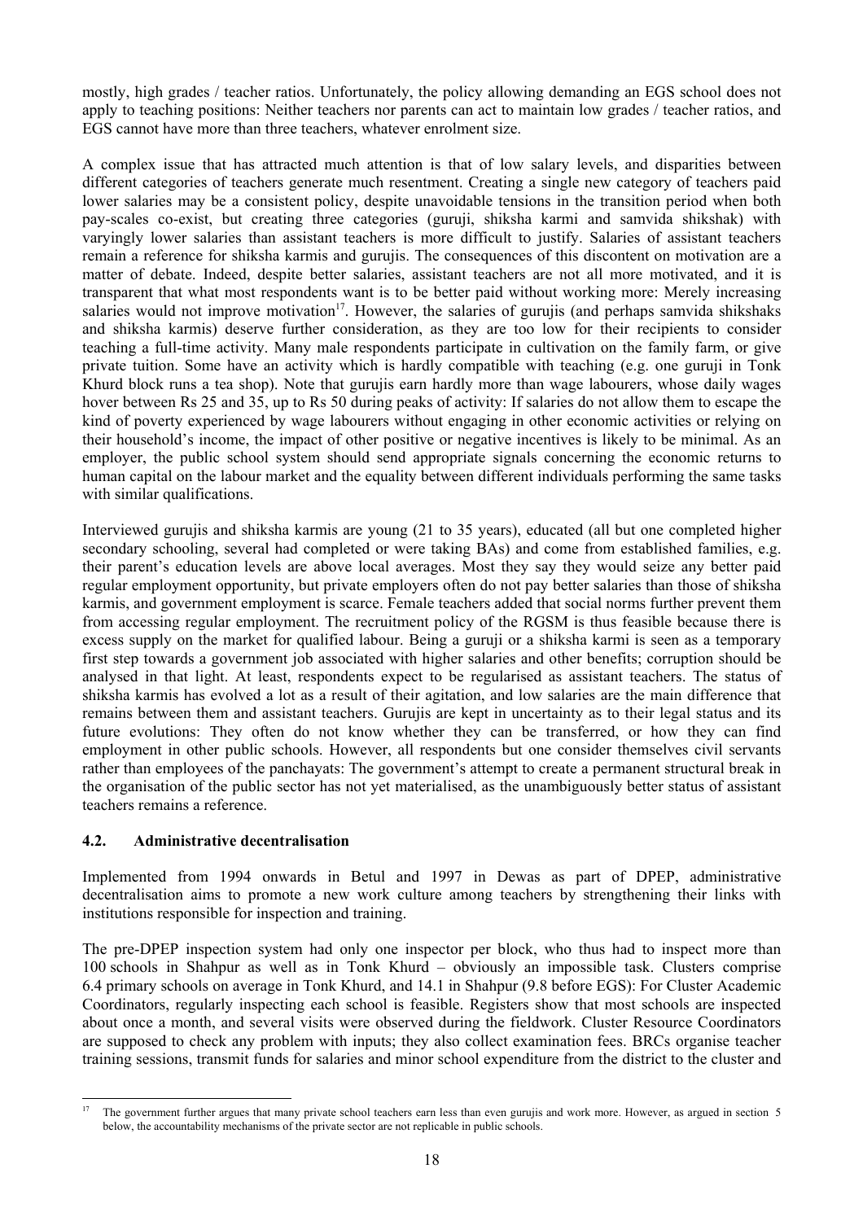mostly, high grades / teacher ratios. Unfortunately, the policy allowing demanding an EGS school does not apply to teaching positions: Neither teachers nor parents can act to maintain low grades / teacher ratios, and EGS cannot have more than three teachers, whatever enrolment size.

A complex issue that has attracted much attention is that of low salary levels, and disparities between different categories of teachers generate much resentment. Creating a single new category of teachers paid lower salaries may be a consistent policy, despite unavoidable tensions in the transition period when both pay-scales co-exist, but creating three categories (guruji, shiksha karmi and samvida shikshak) with varyingly lower salaries than assistant teachers is more difficult to justify. Salaries of assistant teachers remain a reference for shiksha karmis and gurujis. The consequences of this discontent on motivation are a matter of debate. Indeed, despite better salaries, assistant teachers are not all more motivated, and it is transparent that what most respondents want is to be better paid without working more: Merely increasing salaries would not improve motivation[17]. However, the salaries of gurujis (and perhaps samvida shikshaks and shiksha karmis) deserve further consideration, as they are too low for their recipients to consider teaching a full-time activity. Many male respondents participate in cultivation on the family farm, or give private tuition. Some have an activity which is hardly compatible with teaching (e.g. one guruji in Tonk Khurd block runs a tea shop). Note that gurujis earn hardly more than wage labourers, whose daily wages hover between Rs 25 and 35, up to Rs 50 during peaks of activity: If salaries do not allow them to escape the kind of poverty experienced by wage labourers without engaging in other economic activities or relying on their household's income, the impact of other positive or negative incentives is likely to be minimal. As an employer, the public school system should send appropriate signals concerning the economic returns to human capital on the labour market and the equality between different individuals performing the same tasks with similar qualifications.

Interviewed gurujis and shiksha karmis are young (21 to 35 years), educated (all but one completed higher secondary schooling, several had completed or were taking BAs) and come from established families, e.g. their parent's education levels are above local averages. Most they say they would seize any better paid regular employment opportunity, but private employers often do not pay better salaries than those of shiksha karmis, and government employment is scarce. Female teachers added that social norms further prevent them from accessing regular employment. The recruitment policy of the RGSM is thus feasible because there is excess supply on the market for qualified labour. Being a guruji or a shiksha karmi is seen as a temporary first step towards a government job associated with higher salaries and other benefits; corruption should be analysed in that light. At least, respondents expect to be regularised as assistant teachers. The status of shiksha karmis has evolved a lot as a result of their agitation, and low salaries are the main difference that remains between them and assistant teachers. Gurujis are kept in uncertainty as to their legal status and its future evolutions: They often do not know whether they can be transferred, or how they can find employment in other public schools. However, all respondents but one consider themselves civil servants rather than employees of the panchayats: The government's attempt to create a permanent structural break in the organisation of the public sector has not yet materialised, as the unambiguously better status of assistant teachers remains a reference.

### 4.2. Administrative decentralisation

Implemented from 1994 onwards in Betul and 1997 in Dewas as part of DPEP, administrative decentralisation aims to promote a new work culture among teachers by strengthening their links with institutions responsible for inspection and training.

The pre-DPEP inspection system had only one inspector per block, who thus had to inspect more than 100 schools in Shahpur as well as in Tonk Khurd – obviously an impossible task. Clusters comprise 6.4 primary schools on average in Tonk Khurd, and 14.1 in Shahpur (9.8 before EGS): For Cluster Academic Coordinators, regularly inspecting each school is feasible. Registers show that most schools are inspected about once a month, and several visits were observed during the fieldwork. Cluster Resource Coordinators are supposed to check any problem with inputs; they also collect examination fees. BRCs organise teacher training sessions, transmit funds for salaries and minor school expenditure from the district to the cluster and

[17] The government further argues that many private school teachers earn less than even gurujis and work more. However, as argued in section 5 below, the accountability mechanisms of the private sector are not replicable in public schools.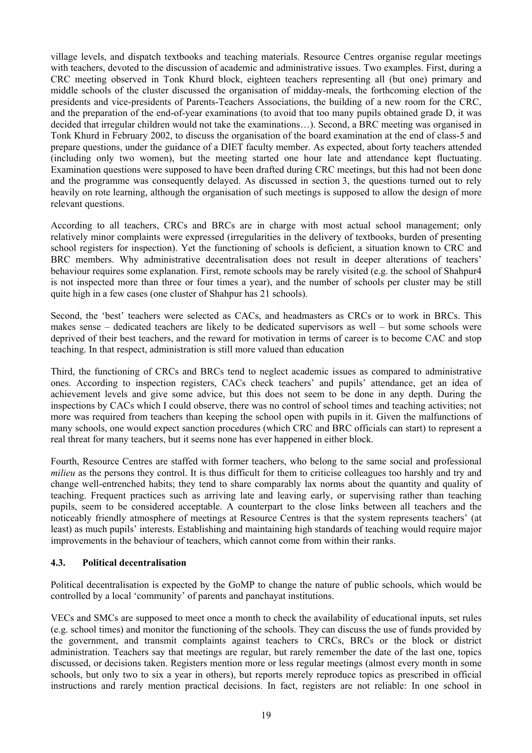village levels, and dispatch textbooks and teaching materials. Resource Centres organise regular meetings with teachers, devoted to the discussion of academic and administrative issues. Two examples. First, during a CRC meeting observed in Tonk Khurd block, eighteen teachers representing all (but one) primary and middle schools of the cluster discussed the organisation of midday-meals, the forthcoming election of the presidents and vice-presidents of Parents-Teachers Associations, the building of a new room for the CRC, and the preparation of the end-of-year examinations (to avoid that too many pupils obtained grade D, it was decided that irregular children would not take the examinations…). Second, a BRC meeting was organised in Tonk Khurd in February 2002, to discuss the organisation of the board examination at the end of class-5 and prepare questions, under the guidance of a DIET faculty member. As expected, about forty teachers attended (including only two women), but the meeting started one hour late and attendance kept fluctuating. Examination questions were supposed to have been drafted during CRC meetings, but this had not been done and the programme was consequently delayed. As discussed in section 3, the questions turned out to rely heavily on rote learning, although the organisation of such meetings is supposed to allow the design of more relevant questions.

According to all teachers, CRCs and BRCs are in charge with most actual school management; only relatively minor complaints were expressed (irregularities in the delivery of textbooks, burden of presenting school registers for inspection). Yet the functioning of schools is deficient, a situation known to CRC and BRC members. Why administrative decentralisation does not result in deeper alterations of teachers' behaviour requires some explanation. First, remote schools may be rarely visited (e.g. the school of Shahpur4 is not inspected more than three or four times a year), and the number of schools per cluster may be still quite high in a few cases (one cluster of Shahpur has 21 schools).

Second, the 'best' teachers were selected as CACs, and headmasters as CRCs or to work in BRCs. This makes sense – dedicated teachers are likely to be dedicated supervisors as well – but some schools were deprived of their best teachers, and the reward for motivation in terms of career is to become CAC and stop teaching. In that respect, administration is still more valued than education

Third, the functioning of CRCs and BRCs tend to neglect academic issues as compared to administrative ones. According to inspection registers, CACs check teachers' and pupils' attendance, get an idea of achievement levels and give some advice, but this does not seem to be done in any depth. During the inspections by CACs which I could observe, there was no control of school times and teaching activities; not more was required from teachers than keeping the school open with pupils in it. Given the malfunctions of many schools, one would expect sanction procedures (which CRC and BRC officials can start) to represent a real threat for many teachers, but it seems none has ever happened in either block.

Fourth, Resource Centres are staffed with former teachers, who belong to the same social and professional *milieu* as the persons they control. It is thus difficult for them to criticise colleagues too harshly and try and change well-entrenched habits; they tend to share comparably lax norms about the quantity and quality of teaching. Frequent practices such as arriving late and leaving early, or supervising rather than teaching pupils, seem to be considered acceptable. A counterpart to the close links between all teachers and the noticeably friendly atmosphere of meetings at Resource Centres is that the system represents teachers' (at least) as much pupils' interests. Establishing and maintaining high standards of teaching would require major improvements in the behaviour of teachers, which cannot come from within their ranks.

### 4.3. Political decentralisation

Political decentralisation is expected by the GoMP to change the nature of public schools, which would be controlled by a local 'community' of parents and panchayat institutions.

VECs and SMCs are supposed to meet once a month to check the availability of educational inputs, set rules (e.g. school times) and monitor the functioning of the schools. They can discuss the use of funds provided by the government, and transmit complaints against teachers to CRCs, BRCs or the block or district administration. Teachers say that meetings are regular, but rarely remember the date of the last one, topics discussed, or decisions taken. Registers mention more or less regular meetings (almost every month in some schools, but only two to six a year in others), but reports merely reproduce topics as prescribed in official instructions and rarely mention practical decisions. In fact, registers are not reliable: In one school in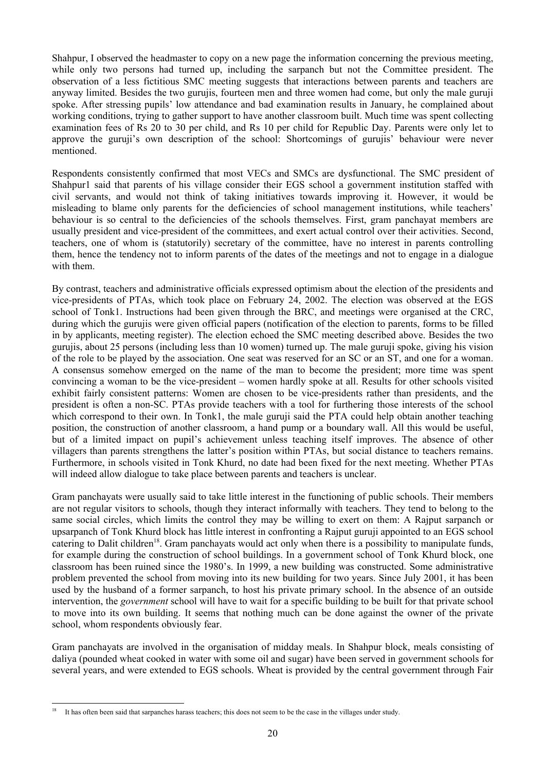Shahpur, I observed the headmaster to copy on a new page the information concerning the previous meeting, while only two persons had turned up, including the sarpanch but not the Committee president. The observation of a less fictitious SMC meeting suggests that interactions between parents and teachers are anyway limited. Besides the two gurujis, fourteen men and three women had come, but only the male guruji spoke. After stressing pupils' low attendance and bad examination results in January, he complained about working conditions, trying to gather support to have another classroom built. Much time was spent collecting examination fees of Rs 20 to 30 per child, and Rs 10 per child for Republic Day. Parents were only let to approve the guruji's own description of the school: Shortcomings of gurujis' behaviour were never mentioned.

Respondents consistently confirmed that most VECs and SMCs are dysfunctional. The SMC president of Shahpur1 said that parents of his village consider their EGS school a government institution staffed with civil servants, and would not think of taking initiatives towards improving it. However, it would be misleading to blame only parents for the deficiencies of school management institutions, while teachers' behaviour is so central to the deficiencies of the schools themselves. First, gram panchayat members are usually president and vice-president of the committees, and exert actual control over their activities. Second, teachers, one of whom is (statutorily) secretary of the committee, have no interest in parents controlling them, hence the tendency not to inform parents of the dates of the meetings and not to engage in a dialogue with them.

By contrast, teachers and administrative officials expressed optimism about the election of the presidents and vice-presidents of PTAs, which took place on February 24, 2002. The election was observed at the EGS school of Tonk1. Instructions had been given through the BRC, and meetings were organised at the CRC, during which the gurujis were given official papers (notification of the election to parents, forms to be filled in by applicants, meeting register). The election echoed the SMC meeting described above. Besides the two gurujis, about 25 persons (including less than 10 women) turned up. The male guruji spoke, giving his vision of the role to be played by the association. One seat was reserved for an SC or an ST, and one for a woman. A consensus somehow emerged on the name of the man to become the president; more time was spent convincing a woman to be the vice-president – women hardly spoke at all. Results for other schools visited exhibit fairly consistent patterns: Women are chosen to be vice-presidents rather than presidents, and the president is often a non-SC. PTAs provide teachers with a tool for furthering those interests of the school which correspond to their own. In Tonk1, the male guruji said the PTA could help obtain another teaching position, the construction of another classroom, a hand pump or a boundary wall. All this would be useful, but of a limited impact on pupil's achievement unless teaching itself improves. The absence of other villagers than parents strengthens the latter's position within PTAs, but social distance to teachers remains. Furthermore, in schools visited in Tonk Khurd, no date had been fixed for the next meeting. Whether PTAs will indeed allow dialogue to take place between parents and teachers is unclear.

Gram panchayats were usually said to take little interest in the functioning of public schools. Their members are not regular visitors to schools, though they interact informally with teachers. They tend to belong to the same social circles, which limits the control they may be willing to exert on them: A Rajput sarpanch or upsarpanch of Tonk Khurd block has little interest in confronting a Rajput guruji appointed to an EGS school catering to Dalit children[18]. Gram panchayats would act only when there is a possibility to manipulate funds, for example during the construction of school buildings. In a government school of Tonk Khurd block, one classroom has been ruined since the 1980's. In 1999, a new building was constructed. Some administrative problem prevented the school from moving into its new building for two years. Since July 2001, it has been used by the husband of a former sarpanch, to host his private primary school. In the absence of an outside intervention, the *government* school will have to wait for a specific building to be built for that private school to move into its own building. It seems that nothing much can be done against the owner of the private school, whom respondents obviously fear.

Gram panchayats are involved in the organisation of midday meals. In Shahpur block, meals consisting of daliya (pounded wheat cooked in water with some oil and sugar) have been served in government schools for several years, and were extended to EGS schools. Wheat is provided by the central government through Fair

[18] It has often been said that sarpanches harass teachers; this does not seem to be the case in the villages under study.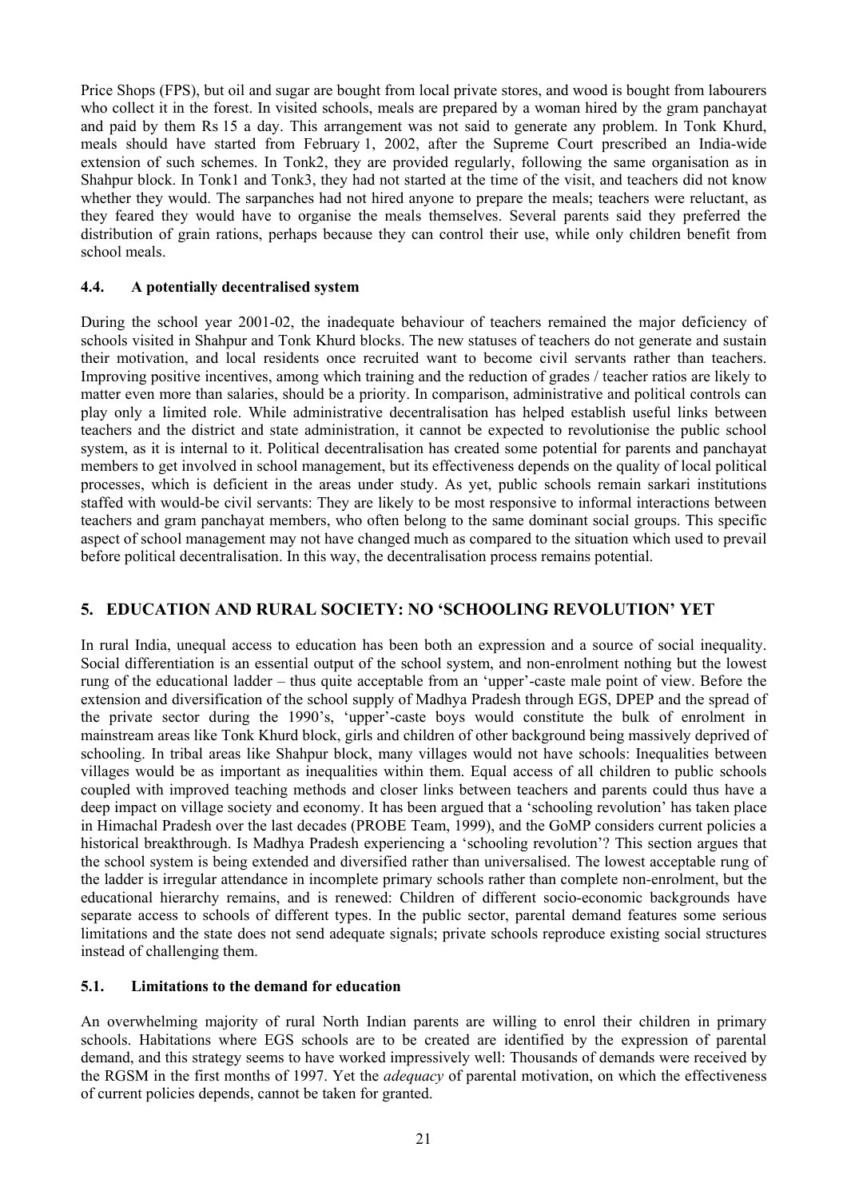Price Shops (FPS), but oil and sugar are bought from local private stores, and wood is bought from labourers who collect it in the forest. In visited schools, meals are prepared by a woman hired by the gram panchayat and paid by them Rs 15 a day. This arrangement was not said to generate any problem. In Tonk Khurd, meals should have started from February 1, 2002, after the Supreme Court prescribed an India-wide extension of such schemes. In Tonk2, they are provided regularly, following the same organisation as in Shahpur block. In Tonk1 and Tonk3, they had not started at the time of the visit, and teachers did not know whether they would. The sarpanches had not hired anyone to prepare the meals; teachers were reluctant, as they feared they would have to organise the meals themselves. Several parents said they preferred the distribution of grain rations, perhaps because they can control their use, while only children benefit from school meals.

### 4.4. A potentially decentralised system

During the school year 2001-02, the inadequate behaviour of teachers remained the major deficiency of schools visited in Shahpur and Tonk Khurd blocks. The new statuses of teachers do not generate and sustain their motivation, and local residents once recruited want to become civil servants rather than teachers. Improving positive incentives, among which training and the reduction of grades / teacher ratios are likely to matter even more than salaries, should be a priority. In comparison, administrative and political controls can play only a limited role. While administrative decentralisation has helped establish useful links between teachers and the district and state administration, it cannot be expected to revolutionise the public school system, as it is internal to it. Political decentralisation has created some potential for parents and panchayat members to get involved in school management, but its effectiveness depends on the quality of local political processes, which is deficient in the areas under study. As yet, public schools remain sarkari institutions staffed with would-be civil servants: They are likely to be most responsive to informal interactions between teachers and gram panchayat members, who often belong to the same dominant social groups. This specific aspect of school management may not have changed much as compared to the situation which used to prevail before political decentralisation. In this way, the decentralisation process remains potential.

## 5. EDUCATION AND RURAL SOCIETY: NO 'SCHOOLING REVOLUTION' YET

In rural India, unequal access to education has been both an expression and a source of social inequality. Social differentiation is an essential output of the school system, and non-enrolment nothing but the lowest rung of the educational ladder – thus quite acceptable from an 'upper'-caste male point of view. Before the extension and diversification of the school supply of Madhya Pradesh through EGS, DPEP and the spread of the private sector during the 1990's, 'upper'-caste boys would constitute the bulk of enrolment in mainstream areas like Tonk Khurd block, girls and children of other background being massively deprived of schooling. In tribal areas like Shahpur block, many villages would not have schools: Inequalities between villages would be as important as inequalities within them. Equal access of all children to public schools coupled with improved teaching methods and closer links between teachers and parents could thus have a deep impact on village society and economy. It has been argued that a 'schooling revolution' has taken place in Himachal Pradesh over the last decades (PROBE Team, 1999), and the GoMP considers current policies a historical breakthrough. Is Madhya Pradesh experiencing a 'schooling revolution'? This section argues that the school system is being extended and diversified rather than universalised. The lowest acceptable rung of the ladder is irregular attendance in incomplete primary schools rather than complete non-enrolment, but the educational hierarchy remains, and is renewed: Children of different socio-economic backgrounds have separate access to schools of different types. In the public sector, parental demand features some serious limitations and the state does not send adequate signals; private schools reproduce existing social structures instead of challenging them.

### 5.1. Limitations to the demand for education

An overwhelming majority of rural North Indian parents are willing to enrol their children in primary schools. Habitations where EGS schools are to be created are identified by the expression of parental demand, and this strategy seems to have worked impressively well: Thousands of demands were received by the RGSM in the first months of 1997. Yet the *adequacy* of parental motivation, on which the effectiveness of current policies depends, cannot be taken for granted.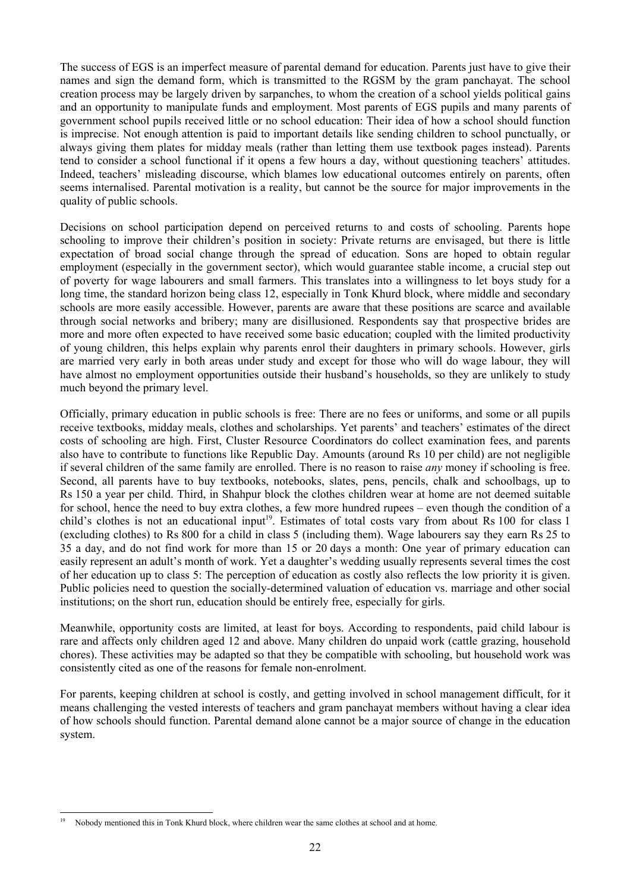The success of EGS is an imperfect measure of parental demand for education. Parents just have to give their names and sign the demand form, which is transmitted to the RGSM by the gram panchayat. The school creation process may be largely driven by sarpanches, to whom the creation of a school yields political gains and an opportunity to manipulate funds and employment. Most parents of EGS pupils and many parents of government school pupils received little or no school education: Their idea of how a school should function is imprecise. Not enough attention is paid to important details like sending children to school punctually, or always giving them plates for midday meals (rather than letting them use textbook pages instead). Parents tend to consider a school functional if it opens a few hours a day, without questioning teachers' attitudes. Indeed, teachers' misleading discourse, which blames low educational outcomes entirely on parents, often seems internalised. Parental motivation is a reality, but cannot be the source for major improvements in the quality of public schools.

Decisions on school participation depend on perceived returns to and costs of schooling. Parents hope schooling to improve their children's position in society: Private returns are envisaged, but there is little expectation of broad social change through the spread of education. Sons are hoped to obtain regular employment (especially in the government sector), which would guarantee stable income, a crucial step out of poverty for wage labourers and small farmers. This translates into a willingness to let boys study for a long time, the standard horizon being class 12, especially in Tonk Khurd block, where middle and secondary schools are more easily accessible. However, parents are aware that these positions are scarce and available through social networks and bribery; many are disillusioned. Respondents say that prospective brides are more and more often expected to have received some basic education; coupled with the limited productivity of young children, this helps explain why parents enrol their daughters in primary schools. However, girls are married very early in both areas under study and except for those who will do wage labour, they will have almost no employment opportunities outside their husband's households, so they are unlikely to study much beyond the primary level.

Officially, primary education in public schools is free: There are no fees or uniforms, and some or all pupils receive textbooks, midday meals, clothes and scholarships. Yet parents' and teachers' estimates of the direct costs of schooling are high. First, Cluster Resource Coordinators do collect examination fees, and parents also have to contribute to functions like Republic Day. Amounts (around Rs 10 per child) are not negligible if several children of the same family are enrolled. There is no reason to raise *any* money if schooling is free. Second, all parents have to buy textbooks, notebooks, slates, pens, pencils, chalk and schoolbags, up to Rs 150 a year per child. Third, in Shahpur block the clothes children wear at home are not deemed suitable for school, hence the need to buy extra clothes, a few more hundred rupees – even though the condition of a child's clothes is not an educational input[19]. Estimates of total costs vary from about Rs 100 for class 1 (excluding clothes) to Rs 800 for a child in class 5 (including them). Wage labourers say they earn Rs 25 to 35 a day, and do not find work for more than 15 or 20 days a month: One year of primary education can easily represent an adult's month of work. Yet a daughter's wedding usually represents several times the cost of her education up to class 5: The perception of education as costly also reflects the low priority it is given. Public policies need to question the socially-determined valuation of education vs. marriage and other social institutions; on the short run, education should be entirely free, especially for girls.

Meanwhile, opportunity costs are limited, at least for boys. According to respondents, paid child labour is rare and affects only children aged 12 and above. Many children do unpaid work (cattle grazing, household chores). These activities may be adapted so that they be compatible with schooling, but household work was consistently cited as one of the reasons for female non-enrolment.

For parents, keeping children at school is costly, and getting involved in school management difficult, for it means challenging the vested interests of teachers and gram panchayat members without having a clear idea of how schools should function. Parental demand alone cannot be a major source of change in the education system.

---

[19] Nobody mentioned this in Tonk Khurd block, where children wear the same clothes at school and at home.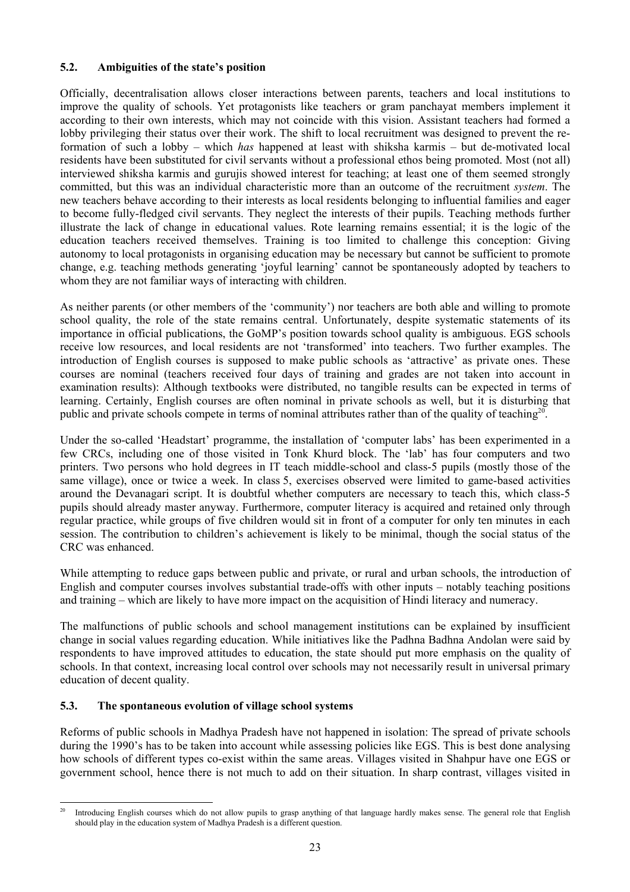### 5.2. Ambiguities of the state's position

Officially, decentralisation allows closer interactions between parents, teachers and local institutions to improve the quality of schools. Yet protagonists like teachers or gram panchayat members implement it according to their own interests, which may not coincide with this vision. Assistant teachers had formed a lobby privileging their status over their work. The shift to local recruitment was designed to prevent the re-formation of such a lobby – which *has* happened at least with shiksha karmis – but de-motivated local residents have been substituted for civil servants without a professional ethos being promoted. Most (not all) interviewed shiksha karmis and gurujis showed interest for teaching; at least one of them seemed strongly committed, but this was an individual characteristic more than an outcome of the recruitment *system*. The new teachers behave according to their interests as local residents belonging to influential families and eager to become fully-fledged civil servants. They neglect the interests of their pupils. Teaching methods further illustrate the lack of change in educational values. Rote learning remains essential; it is the logic of the education teachers received themselves. Training is too limited to challenge this conception: Giving autonomy to local protagonists in organising education may be necessary but cannot be sufficient to promote change, e.g. teaching methods generating 'joyful learning' cannot be spontaneously adopted by teachers to whom they are not familiar ways of interacting with children.

As neither parents (or other members of the 'community') nor teachers are both able and willing to promote school quality, the role of the state remains central. Unfortunately, despite systematic statements of its importance in official publications, the GoMP's position towards school quality is ambiguous. EGS schools receive low resources, and local residents are not 'transformed' into teachers. Two further examples. The introduction of English courses is supposed to make public schools as 'attractive' as private ones. These courses are nominal (teachers received four days of training and grades are not taken into account in examination results): Although textbooks were distributed, no tangible results can be expected in terms of learning. Certainly, English courses are often nominal in private schools as well, but it is disturbing that public and private schools compete in terms of nominal attributes rather than of the quality of teaching[20].

Under the so-called 'Headstart' programme, the installation of 'computer labs' has been experimented in a few CRCs, including one of those visited in Tonk Khurd block. The 'lab' has four computers and two printers. Two persons who hold degrees in IT teach middle-school and class-5 pupils (mostly those of the same village), once or twice a week. In class 5, exercises observed were limited to game-based activities around the Devanagari script. It is doubtful whether computers are necessary to teach this, which class-5 pupils should already master anyway. Furthermore, computer literacy is acquired and retained only through regular practice, while groups of five children would sit in front of a computer for only ten minutes in each session. The contribution to children's achievement is likely to be minimal, though the social status of the CRC was enhanced.

While attempting to reduce gaps between public and private, or rural and urban schools, the introduction of English and computer courses involves substantial trade-offs with other inputs – notably teaching positions and training – which are likely to have more impact on the acquisition of Hindi literacy and numeracy.

The malfunctions of public schools and school management institutions can be explained by insufficient change in social values regarding education. While initiatives like the Padhna Badhna Andolan were said by respondents to have improved attitudes to education, the state should put more emphasis on the quality of schools. In that context, increasing local control over schools may not necessarily result in universal primary education of decent quality.

### 5.3. The spontaneous evolution of village school systems

Reforms of public schools in Madhya Pradesh have not happened in isolation: The spread of private schools during the 1990's has to be taken into account while assessing policies like EGS. This is best done analysing how schools of different types co-exist within the same areas. Villages visited in Shahpur have one EGS or government school, hence there is not much to add on their situation. In sharp contrast, villages visited in

---

[20] Introducing English courses which do not allow pupils to grasp anything of that language hardly makes sense. The general role that English should play in the education system of Madhya Pradesh is a different question.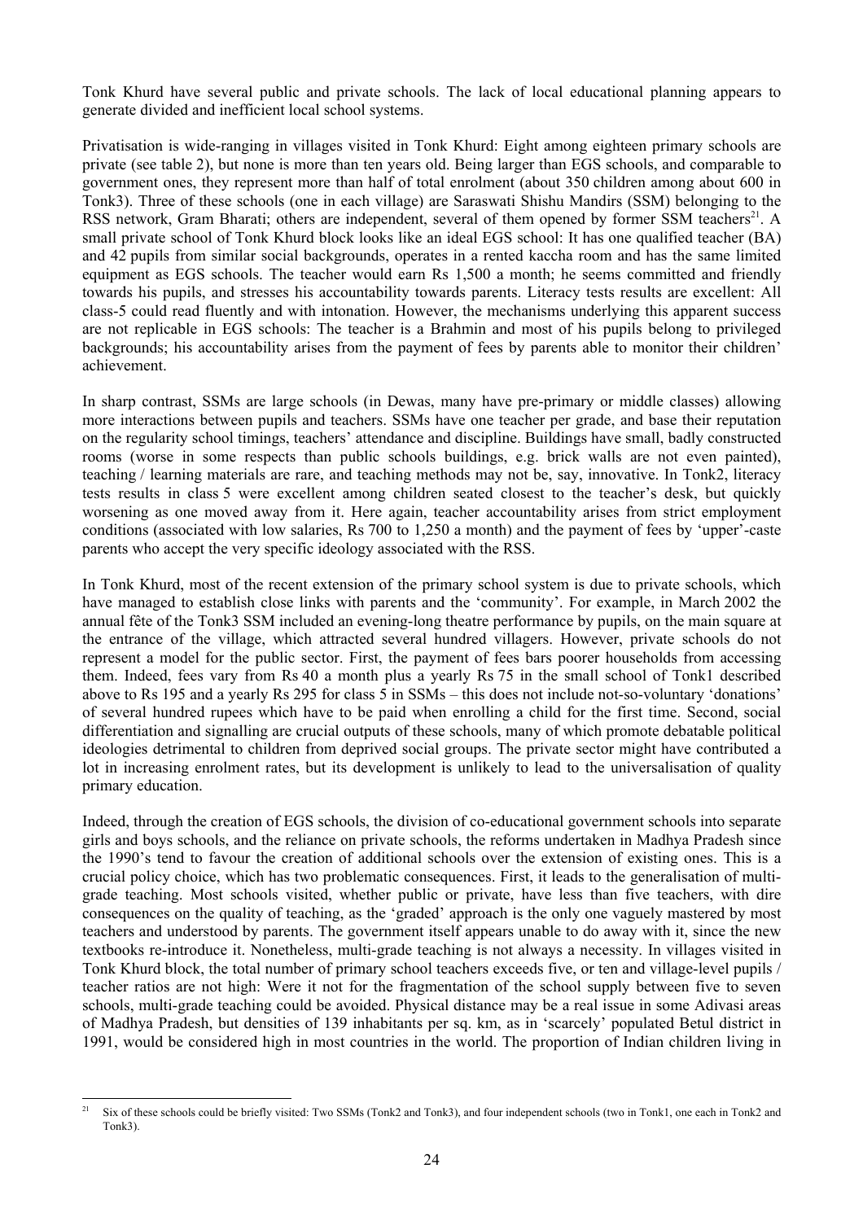Tonk Khurd have several public and private schools. The lack of local educational planning appears to generate divided and inefficient local school systems.

Privatisation is wide-ranging in villages visited in Tonk Khurd: Eight among eighteen primary schools are private (see table 2), but none is more than ten years old. Being larger than EGS schools, and comparable to government ones, they represent more than half of total enrolment (about 350 children among about 600 in Tonk3). Three of these schools (one in each village) are Saraswati Shishu Mandirs (SSM) belonging to the RSS network, Gram Bharati; others are independent, several of them opened by former SSM teachers[21]. A small private school of Tonk Khurd block looks like an ideal EGS school: It has one qualified teacher (BA) and 42 pupils from similar social backgrounds, operates in a rented kaccha room and has the same limited equipment as EGS schools. The teacher would earn Rs 1,500 a month; he seems committed and friendly towards his pupils, and stresses his accountability towards parents. Literacy tests results are excellent: All class-5 could read fluently and with intonation. However, the mechanisms underlying this apparent success are not replicable in EGS schools: The teacher is a Brahmin and most of his pupils belong to privileged backgrounds; his accountability arises from the payment of fees by parents able to monitor their children' achievement.

In sharp contrast, SSMs are large schools (in Dewas, many have pre-primary or middle classes) allowing more interactions between pupils and teachers. SSMs have one teacher per grade, and base their reputation on the regularity school timings, teachers' attendance and discipline. Buildings have small, badly constructed rooms (worse in some respects than public schools buildings, e.g. brick walls are not even painted), teaching / learning materials are rare, and teaching methods may not be, say, innovative. In Tonk2, literacy tests results in class 5 were excellent among children seated closest to the teacher's desk, but quickly worsening as one moved away from it. Here again, teacher accountability arises from strict employment conditions (associated with low salaries, Rs 700 to 1,250 a month) and the payment of fees by 'upper'-caste parents who accept the very specific ideology associated with the RSS.

In Tonk Khurd, most of the recent extension of the primary school system is due to private schools, which have managed to establish close links with parents and the 'community'. For example, in March 2002 the annual fête of the Tonk3 SSM included an evening-long theatre performance by pupils, on the main square at the entrance of the village, which attracted several hundred villagers. However, private schools do not represent a model for the public sector. First, the payment of fees bars poorer households from accessing them. Indeed, fees vary from Rs 40 a month plus a yearly Rs 75 in the small school of Tonk1 described above to Rs 195 and a yearly Rs 295 for class 5 in SSMs – this does not include not-so-voluntary 'donations' of several hundred rupees which have to be paid when enrolling a child for the first time. Second, social differentiation and signalling are crucial outputs of these schools, many of which promote debatable political ideologies detrimental to children from deprived social groups. The private sector might have contributed a lot in increasing enrolment rates, but its development is unlikely to lead to the universalisation of quality primary education.

Indeed, through the creation of EGS schools, the division of co-educational government schools into separate girls and boys schools, and the reliance on private schools, the reforms undertaken in Madhya Pradesh since the 1990's tend to favour the creation of additional schools over the extension of existing ones. This is a crucial policy choice, which has two problematic consequences. First, it leads to the generalisation of multi-grade teaching. Most schools visited, whether public or private, have less than five teachers, with dire consequences on the quality of teaching, as the 'graded' approach is the only one vaguely mastered by most teachers and understood by parents. The government itself appears unable to do away with it, since the new textbooks re-introduce it. Nonetheless, multi-grade teaching is not always a necessity. In villages visited in Tonk Khurd block, the total number of primary school teachers exceeds five, or ten and village-level pupils / teacher ratios are not high: Were it not for the fragmentation of the school supply between five to seven schools, multi-grade teaching could be avoided. Physical distance may be a real issue in some Adivasi areas of Madhya Pradesh, but densities of 139 inhabitants per sq. km, as in 'scarcely' populated Betul district in 1991, would be considered high in most countries in the world. The proportion of Indian children living in

[21] Six of these schools could be briefly visited: Two SSMs (Tonk2 and Tonk3), and four independent schools (two in Tonk1, one each in Tonk2 and Tonk3).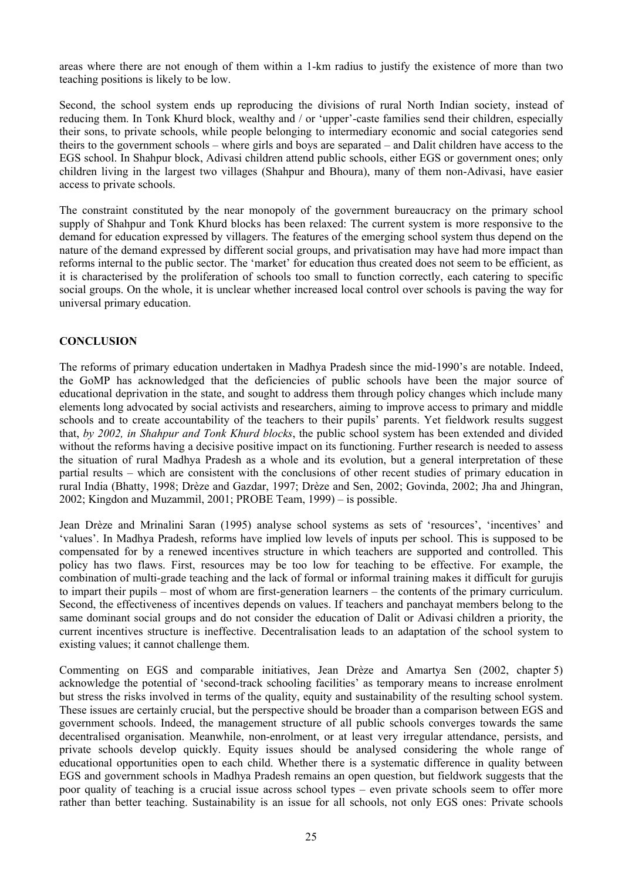areas where there are not enough of them within a 1-km radius to justify the existence of more than two teaching positions is likely to be low.

Second, the school system ends up reproducing the divisions of rural North Indian society, instead of reducing them. In Tonk Khurd block, wealthy and / or 'upper'-caste families send their children, especially their sons, to private schools, while people belonging to intermediary economic and social categories send theirs to the government schools – where girls and boys are separated – and Dalit children have access to the EGS school. In Shahpur block, Adivasi children attend public schools, either EGS or government ones; only children living in the largest two villages (Shahpur and Bhoura), many of them non-Adivasi, have easier access to private schools.

The constraint constituted by the near monopoly of the government bureaucracy on the primary school supply of Shahpur and Tonk Khurd blocks has been relaxed: The current system is more responsive to the demand for education expressed by villagers. The features of the emerging school system thus depend on the nature of the demand expressed by different social groups, and privatisation may have had more impact than reforms internal to the public sector. The 'market' for education thus created does not seem to be efficient, as it is characterised by the proliferation of schools too small to function correctly, each catering to specific social groups. On the whole, it is unclear whether increased local control over schools is paving the way for universal primary education.

## CONCLUSION

The reforms of primary education undertaken in Madhya Pradesh since the mid-1990's are notable. Indeed, the GoMP has acknowledged that the deficiencies of public schools have been the major source of educational deprivation in the state, and sought to address them through policy changes which include many elements long advocated by social activists and researchers, aiming to improve access to primary and middle schools and to create accountability of the teachers to their pupils' parents. Yet fieldwork results suggest that, *by 2002, in Shahpur and Tonk Khurd blocks*, the public school system has been extended and divided without the reforms having a decisive positive impact on its functioning. Further research is needed to assess the situation of rural Madhya Pradesh as a whole and its evolution, but a general interpretation of these partial results – which are consistent with the conclusions of other recent studies of primary education in rural India (Bhatty, 1998; Drèze and Gazdar, 1997; Drèze and Sen, 2002; Govinda, 2002; Jha and Jhingran, 2002; Kingdon and Muzammil, 2001; PROBE Team, 1999) – is possible.

Jean Drèze and Mrinalini Saran (1995) analyse school systems as sets of 'resources', 'incentives' and 'values'. In Madhya Pradesh, reforms have implied low levels of inputs per school. This is supposed to be compensated for by a renewed incentives structure in which teachers are supported and controlled. This policy has two flaws. First, resources may be too low for teaching to be effective. For example, the combination of multi-grade teaching and the lack of formal or informal training makes it difficult for gurujis to impart their pupils – most of whom are first-generation learners – the contents of the primary curriculum. Second, the effectiveness of incentives depends on values. If teachers and panchayat members belong to the same dominant social groups and do not consider the education of Dalit or Adivasi children a priority, the current incentives structure is ineffective. Decentralisation leads to an adaptation of the school system to existing values; it cannot challenge them.

Commenting on EGS and comparable initiatives, Jean Drèze and Amartya Sen (2002, chapter 5) acknowledge the potential of 'second-track schooling facilities' as temporary means to increase enrolment but stress the risks involved in terms of the quality, equity and sustainability of the resulting school system. These issues are certainly crucial, but the perspective should be broader than a comparison between EGS and government schools. Indeed, the management structure of all public schools converges towards the same decentralised organisation. Meanwhile, non-enrolment, or at least very irregular attendance, persists, and private schools develop quickly. Equity issues should be analysed considering the whole range of educational opportunities open to each child. Whether there is a systematic difference in quality between EGS and government schools in Madhya Pradesh remains an open question, but fieldwork suggests that the poor quality of teaching is a crucial issue across school types – even private schools seem to offer more rather than better teaching. Sustainability is an issue for all schools, not only EGS ones: Private schools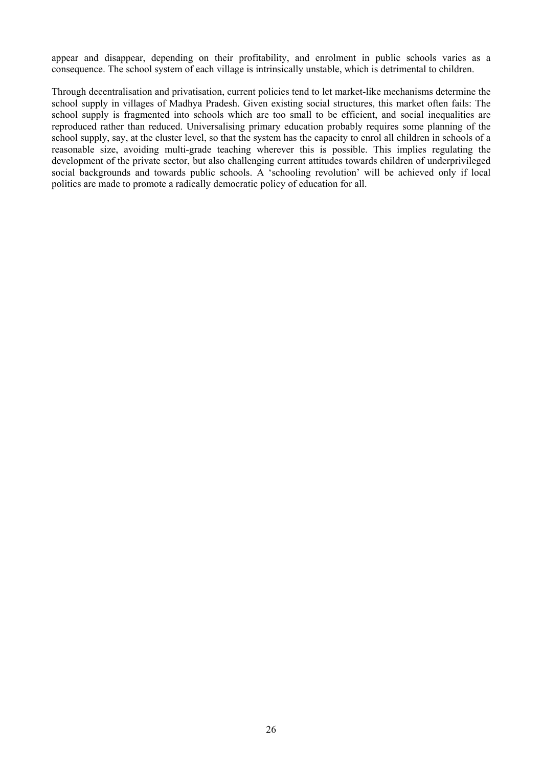appear and disappear, depending on their profitability, and enrolment in public schools varies as a consequence. The school system of each village is intrinsically unstable, which is detrimental to children.

Through decentralisation and privatisation, current policies tend to let market-like mechanisms determine the school supply in villages of Madhya Pradesh. Given existing social structures, this market often fails: The school supply is fragmented into schools which are too small to be efficient, and social inequalities are reproduced rather than reduced. Universalising primary education probably requires some planning of the school supply, say, at the cluster level, so that the system has the capacity to enrol all children in schools of a reasonable size, avoiding multi-grade teaching wherever this is possible. This implies regulating the development of the private sector, but also challenging current attitudes towards children of underprivileged social backgrounds and towards public schools. A 'schooling revolution' will be achieved only if local politics are made to promote a radically democratic policy of education for all.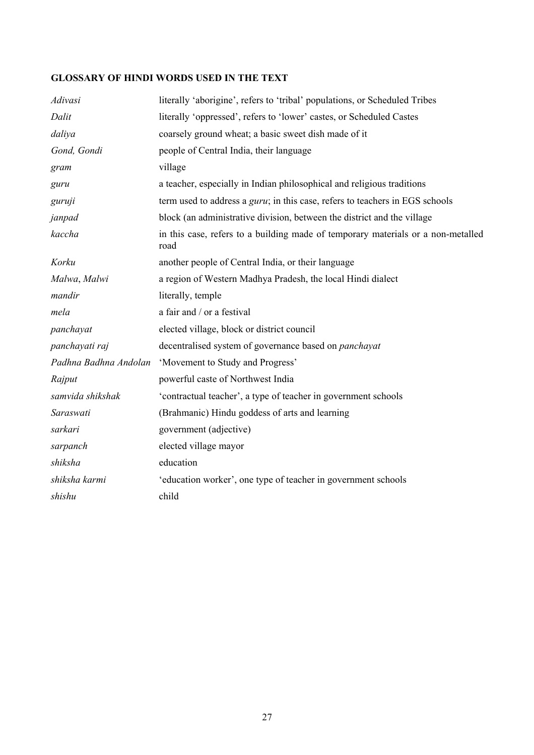**GLOSSARY OF HINDI WORDS USED IN THE TEXT**

| | |
|---|---|
| *Adivasi* | literally 'aborigine', refers to 'tribal' populations, or Scheduled Tribes |
| *Dalit* | literally 'oppressed', refers to 'lower' castes, or Scheduled Castes |
| *daliya* | coarsely ground wheat; a basic sweet dish made of it |
| *Gond, Gondi* | people of Central India, their language |
| *gram* | village |
| *guru* | a teacher, especially in Indian philosophical and religious traditions |
| *guruji* | term used to address a *guru*; in this case, refers to teachers in EGS schools |
| *janpad* | block (an administrative division, between the district and the village |
| *kaccha* | in this case, refers to a building made of temporary materials or a non-metalled road |
| *Korku* | another people of Central India, or their language |
| *Malwa*, *Malwi* | a region of Western Madhya Pradesh, the local Hindi dialect |
| *mandir* | literally, temple |
| *mela* | a fair and / or a festival |
| *panchayat* | elected village, block or district council |
| *panchayati raj* | decentralised system of governance based on *panchayat* |
| *Padhna Badhna Andolan* | 'Movement to Study and Progress' |
| *Rajput* | powerful caste of Northwest India |
| *samvida shikshak* | 'contractual teacher', a type of teacher in government schools |
| *Saraswati* | (Brahmanic) Hindu goddess of arts and learning |
| *sarkari* | government (adjective) |
| *sarpanch* | elected village mayor |
| *shiksha* | education |
| *shiksha karmi* | 'education worker', one type of teacher in government schools |
| *shishu* | child |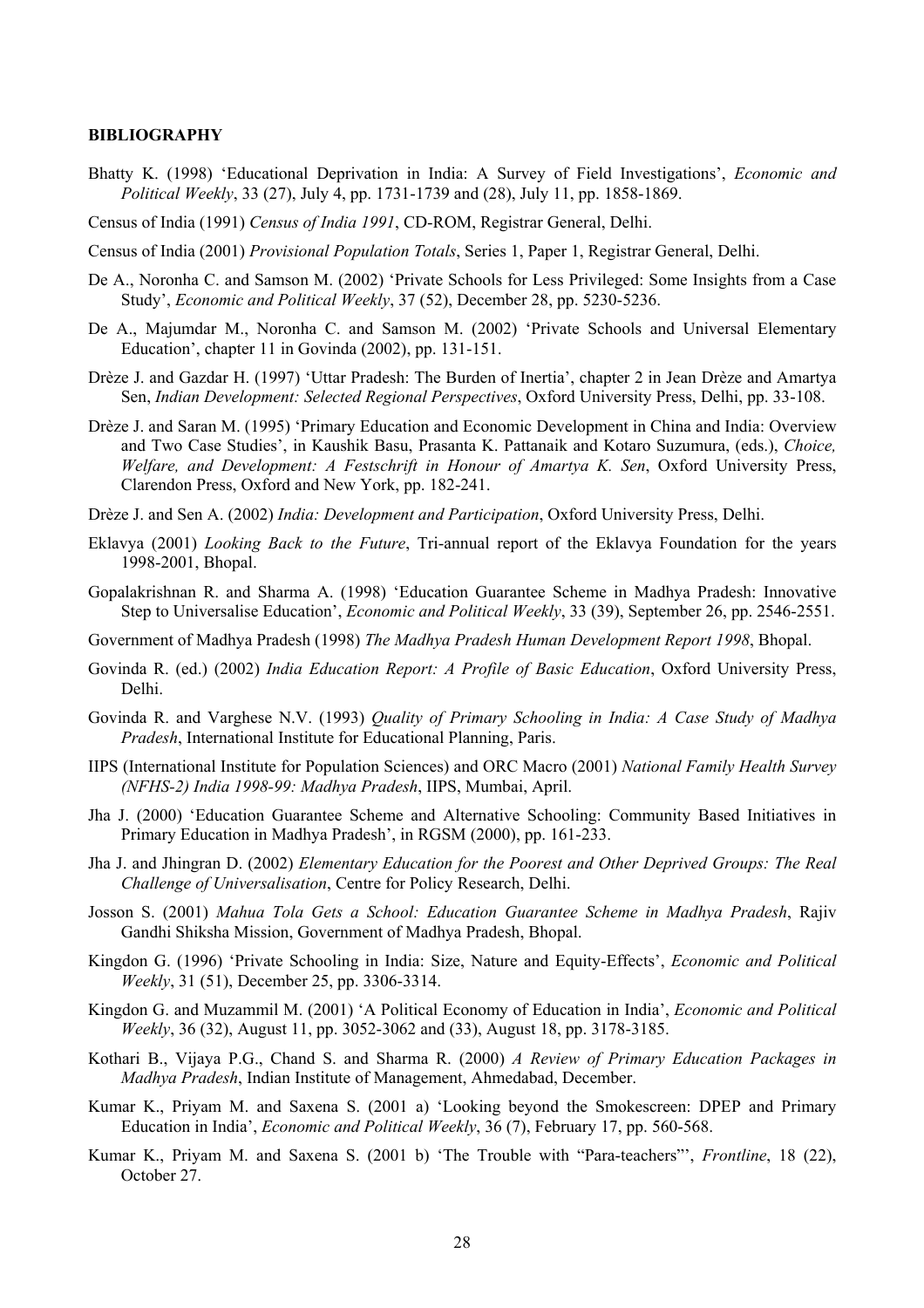**BIBLIOGRAPHY**

Bhatty K. (1998) 'Educational Deprivation in India: A Survey of Field Investigations', *Economic and Political Weekly*, 33 (27), July 4, pp. 1731-1739 and (28), July 11, pp. 1858-1869.

Census of India (1991) *Census of India 1991*, CD-ROM, Registrar General, Delhi.

Census of India (2001) *Provisional Population Totals*, Series 1, Paper 1, Registrar General, Delhi.

De A., Noronha C. and Samson M. (2002) 'Private Schools for Less Privileged: Some Insights from a Case Study', *Economic and Political Weekly*, 37 (52), December 28, pp. 5230-5236.

De A., Majumdar M., Noronha C. and Samson M. (2002) 'Private Schools and Universal Elementary Education', chapter 11 in Govinda (2002), pp. 131-151.

Drèze J. and Gazdar H. (1997) 'Uttar Pradesh: The Burden of Inertia', chapter 2 in Jean Drèze and Amartya Sen, *Indian Development: Selected Regional Perspectives*, Oxford University Press, Delhi, pp. 33-108.

Drèze J. and Saran M. (1995) 'Primary Education and Economic Development in China and India: Overview and Two Case Studies', in Kaushik Basu, Prasanta K. Pattanaik and Kotaro Suzumura, (eds.), *Choice, Welfare, and Development: A Festschrift in Honour of Amartya K. Sen*, Oxford University Press, Clarendon Press, Oxford and New York, pp. 182-241.

Drèze J. and Sen A. (2002) *India: Development and Participation*, Oxford University Press, Delhi.

Eklavya (2001) *Looking Back to the Future*, Tri-annual report of the Eklavya Foundation for the years 1998-2001, Bhopal.

Gopalakrishnan R. and Sharma A. (1998) 'Education Guarantee Scheme in Madhya Pradesh: Innovative Step to Universalise Education', *Economic and Political Weekly*, 33 (39), September 26, pp. 2546-2551.

Government of Madhya Pradesh (1998) *The Madhya Pradesh Human Development Report 1998*, Bhopal.

Govinda R. (ed.) (2002) *India Education Report: A Profile of Basic Education*, Oxford University Press, Delhi.

Govinda R. and Varghese N.V. (1993) *Quality of Primary Schooling in India: A Case Study of Madhya Pradesh*, International Institute for Educational Planning, Paris.

IIPS (International Institute for Population Sciences) and ORC Macro (2001) *National Family Health Survey (NFHS-2) India 1998-99: Madhya Pradesh*, IIPS, Mumbai, April.

Jha J. (2000) 'Education Guarantee Scheme and Alternative Schooling: Community Based Initiatives in Primary Education in Madhya Pradesh', in RGSM (2000), pp. 161-233.

Jha J. and Jhingran D. (2002) *Elementary Education for the Poorest and Other Deprived Groups: The Real Challenge of Universalisation*, Centre for Policy Research, Delhi.

Josson S. (2001) *Mahua Tola Gets a School: Education Guarantee Scheme in Madhya Pradesh*, Rajiv Gandhi Shiksha Mission, Government of Madhya Pradesh, Bhopal.

Kingdon G. (1996) 'Private Schooling in India: Size, Nature and Equity-Effects', *Economic and Political Weekly*, 31 (51), December 25, pp. 3306-3314.

Kingdon G. and Muzammil M. (2001) 'A Political Economy of Education in India', *Economic and Political Weekly*, 36 (32), August 11, pp. 3052-3062 and (33), August 18, pp. 3178-3185.

Kothari B., Vijaya P.G., Chand S. and Sharma R. (2000) *A Review of Primary Education Packages in Madhya Pradesh*, Indian Institute of Management, Ahmedabad, December.

Kumar K., Priyam M. and Saxena S. (2001 a) 'Looking beyond the Smokescreen: DPEP and Primary Education in India', *Economic and Political Weekly*, 36 (7), February 17, pp. 560-568.

Kumar K., Priyam M. and Saxena S. (2001 b) 'The Trouble with "Para-teachers"', *Frontline*, 18 (22), October 27.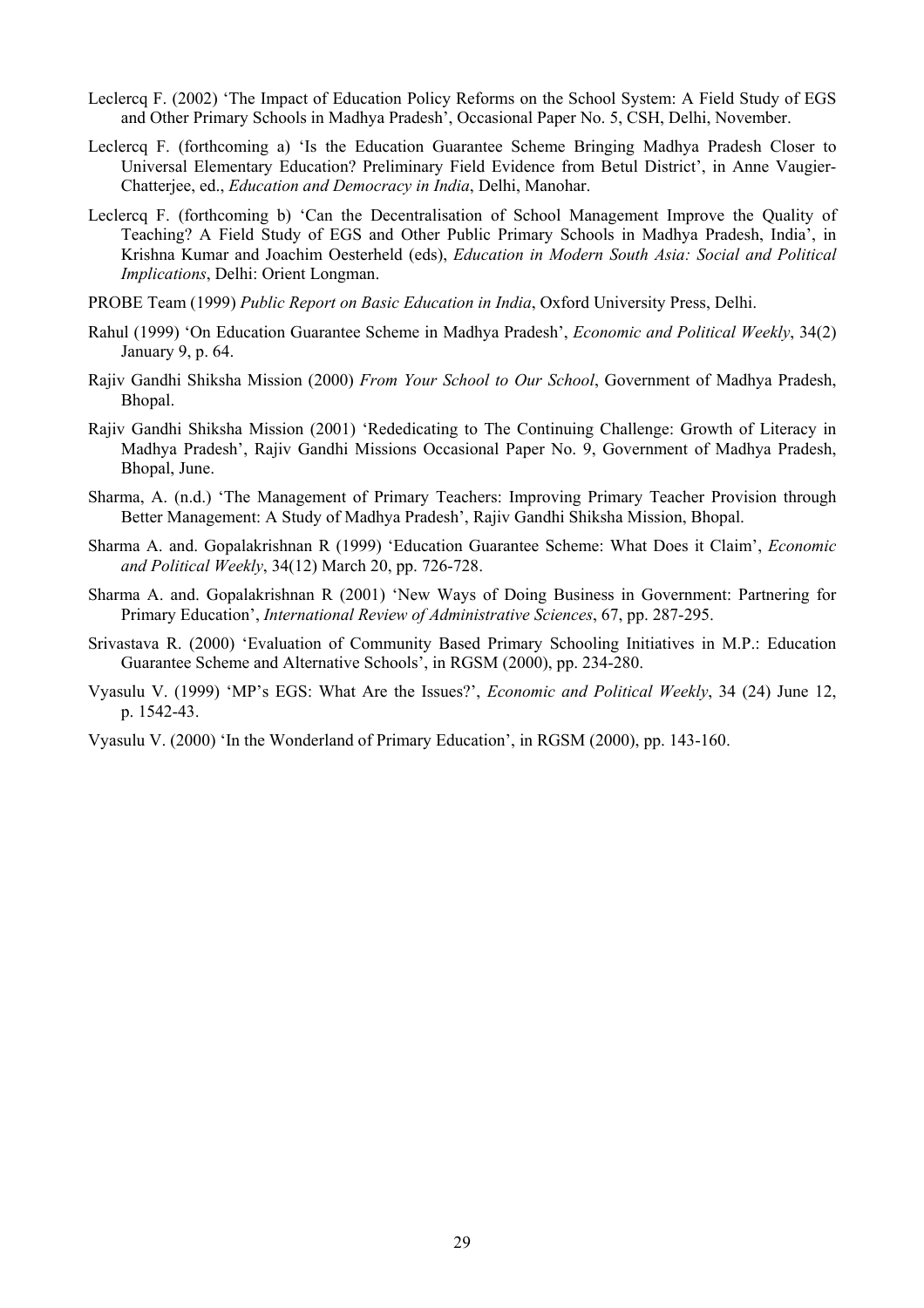Leclercq F. (2002) 'The Impact of Education Policy Reforms on the School System: A Field Study of EGS and Other Primary Schools in Madhya Pradesh', Occasional Paper No. 5, CSH, Delhi, November.

Leclercq F. (forthcoming a) 'Is the Education Guarantee Scheme Bringing Madhya Pradesh Closer to Universal Elementary Education? Preliminary Field Evidence from Betul District', in Anne Vaugier-Chatterjee, ed., *Education and Democracy in India*, Delhi, Manohar.

Leclercq F. (forthcoming b) 'Can the Decentralisation of School Management Improve the Quality of Teaching? A Field Study of EGS and Other Public Primary Schools in Madhya Pradesh, India', in Krishna Kumar and Joachim Oesterheld (eds), *Education in Modern South Asia: Social and Political Implications*, Delhi: Orient Longman.

PROBE Team (1999) *Public Report on Basic Education in India*, Oxford University Press, Delhi.

Rahul (1999) 'On Education Guarantee Scheme in Madhya Pradesh', *Economic and Political Weekly*, 34(2) January 9, p. 64.

Rajiv Gandhi Shiksha Mission (2000) *From Your School to Our School*, Government of Madhya Pradesh, Bhopal.

Rajiv Gandhi Shiksha Mission (2001) 'Rededicating to The Continuing Challenge: Growth of Literacy in Madhya Pradesh', Rajiv Gandhi Missions Occasional Paper No. 9, Government of Madhya Pradesh, Bhopal, June.

Sharma, A. (n.d.) 'The Management of Primary Teachers: Improving Primary Teacher Provision through Better Management: A Study of Madhya Pradesh', Rajiv Gandhi Shiksha Mission, Bhopal.

Sharma A. and. Gopalakrishnan R (1999) 'Education Guarantee Scheme: What Does it Claim', *Economic and Political Weekly*, 34(12) March 20, pp. 726-728.

Sharma A. and. Gopalakrishnan R (2001) 'New Ways of Doing Business in Government: Partnering for Primary Education', *International Review of Administrative Sciences*, 67, pp. 287-295.

Srivastava R. (2000) 'Evaluation of Community Based Primary Schooling Initiatives in M.P.: Education Guarantee Scheme and Alternative Schools', in RGSM (2000), pp. 234-280.

Vyasulu V. (1999) 'MP's EGS: What Are the Issues?', *Economic and Political Weekly*, 34 (24) June 12, p. 1542-43.

Vyasulu V. (2000) 'In the Wonderland of Primary Education', in RGSM (2000), pp. 143-160.